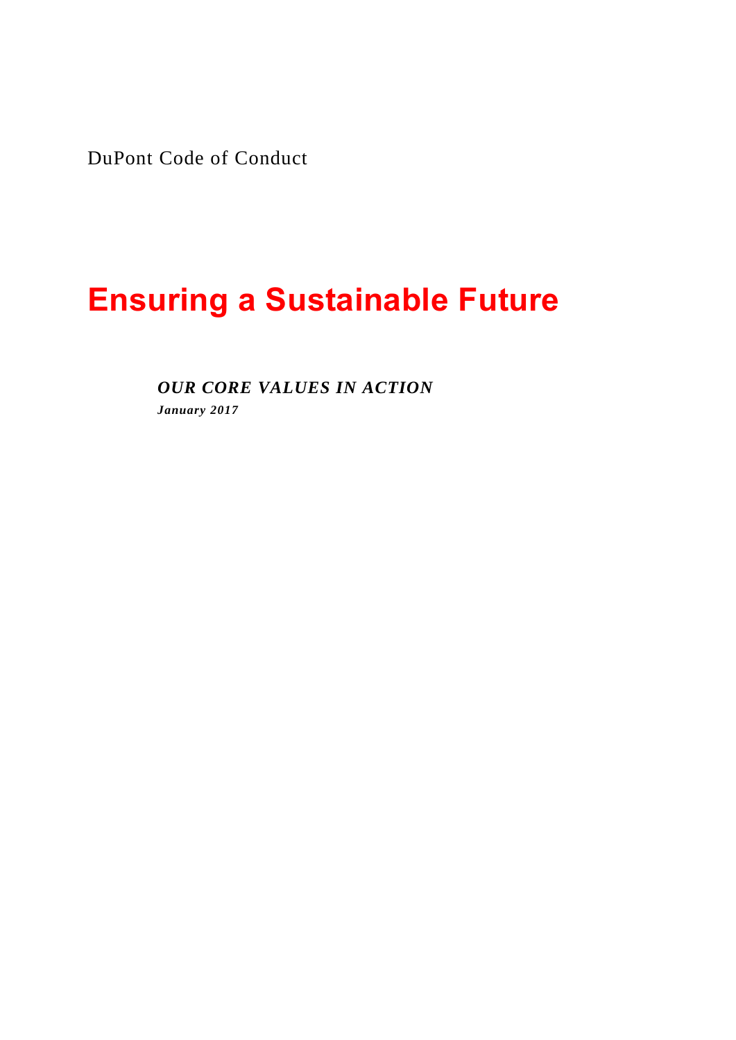DuPont Code of Conduct

# Ensuring a Sustainable Future

***OUR CORE VALUES IN ACTION***

***January 2017***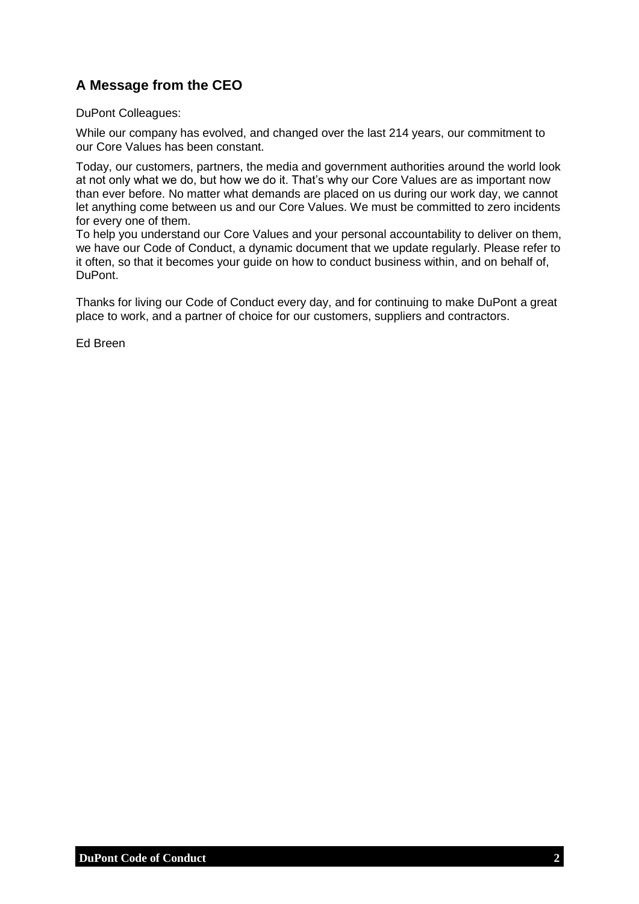## A Message from the CEO

DuPont Colleagues:

While our company has evolved, and changed over the last 214 years, our commitment to our Core Values has been constant.

Today, our customers, partners, the media and government authorities around the world look at not only what we do, but how we do it. That's why our Core Values are as important now than ever before. No matter what demands are placed on us during our work day, we cannot let anything come between us and our Core Values. We must be committed to zero incidents for every one of them.
To help you understand our Core Values and your personal accountability to deliver on them, we have our Code of Conduct, a dynamic document that we update regularly. Please refer to it often, so that it becomes your guide on how to conduct business within, and on behalf of, DuPont.

Thanks for living our Code of Conduct every day, and for continuing to make DuPont a great place to work, and a partner of choice for our customers, suppliers and contractors.

Ed Breen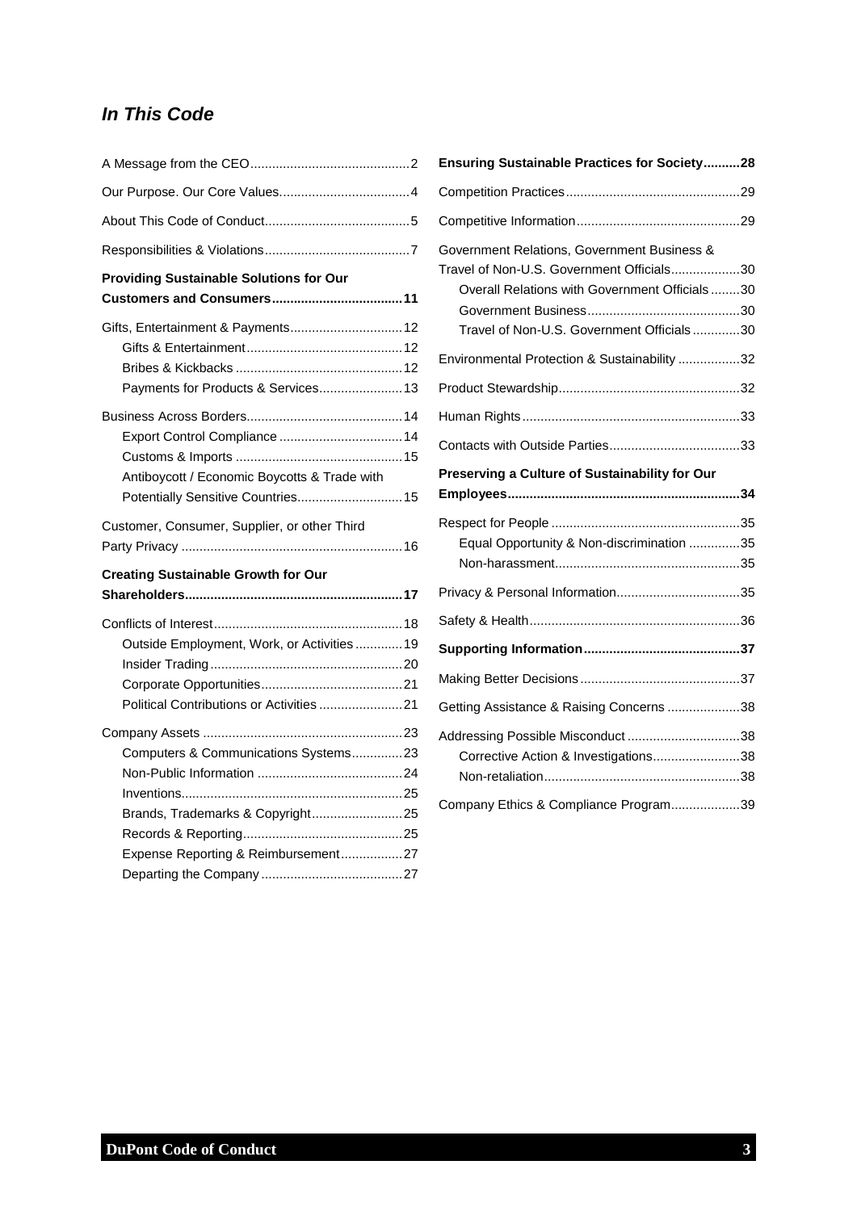## *In This Code*

A Message from the CEO ........................................... 2

Our Purpose. Our Core Values. .................................. 4

About This Code of Conduct ....................................... 5

Responsibilities & Violations ....................................... 7

**Providing Sustainable Solutions for Our Customers and Consumers ................................... 11**

Gifts, Entertainment & Payments .............................. 12
- Gifts & Entertainment .......................................... 12
- Bribes & Kickbacks ............................................. 12
- Payments for Products & Services ...................... 13

Business Across Borders .......................................... 14
- Export Control Compliance ................................. 14
- Customs & Imports ............................................. 15
- Antiboycott / Economic Boycotts & Trade with Potentially Sensitive Countries ............................ 15

Customer, Consumer, Supplier, or other Third Party Privacy ............................................................ 16

**Creating Sustainable Growth for Our Shareholders ........................................................... 17**

Conflicts of Interest ................................................... 18
- Outside Employment, Work, or Activities ............ 19
- Insider Trading .................................................... 20
- Corporate Opportunities ...................................... 21
- Political Contributions or Activities ...................... 21

Company Assets ...................................................... 23
- Computers & Communications Systems ............. 23
- Non-Public Information ....................................... 24
- Inventions ............................................................ 25
- Brands, Trademarks & Copyright ........................ 25
- Records & Reporting ........................................... 25
- Expense Reporting & Reimbursement ................ 27
- Departing the Company ...................................... 27

**Ensuring Sustainable Practices for Society .......... 28**

Competition Practices ............................................... 29

Competitive Information ............................................ 29

Government Relations, Government Business & Travel of Non-U.S. Government Officials .................. 30
- Overall Relations with Government Officials ........ 30
- Government Business ......................................... 30
- Travel of Non-U.S. Government Officials ............. 30

Environmental Protection & Sustainability ................ 32

Product Stewardship ................................................. 32

Human Rights ........................................................... 33

Contacts with Outside Parties ................................... 33

**Preserving a Culture of Sustainability for Our Employees ............................................................... 34**

Respect for People ................................................... 35
- Equal Opportunity & Non-discrimination .............. 35
- Non-harassment .................................................. 35

Privacy & Personal Information ................................. 35

Safety & Health ......................................................... 36

**Supporting Information ........................................... 37**

Making Better Decisions ........................................... 37

Getting Assistance & Raising Concerns ................... 38

Addressing Possible Misconduct .............................. 38
- Corrective Action & Investigations ....................... 38
- Non-retaliation ..................................................... 38

Company Ethics & Compliance Program .................. 39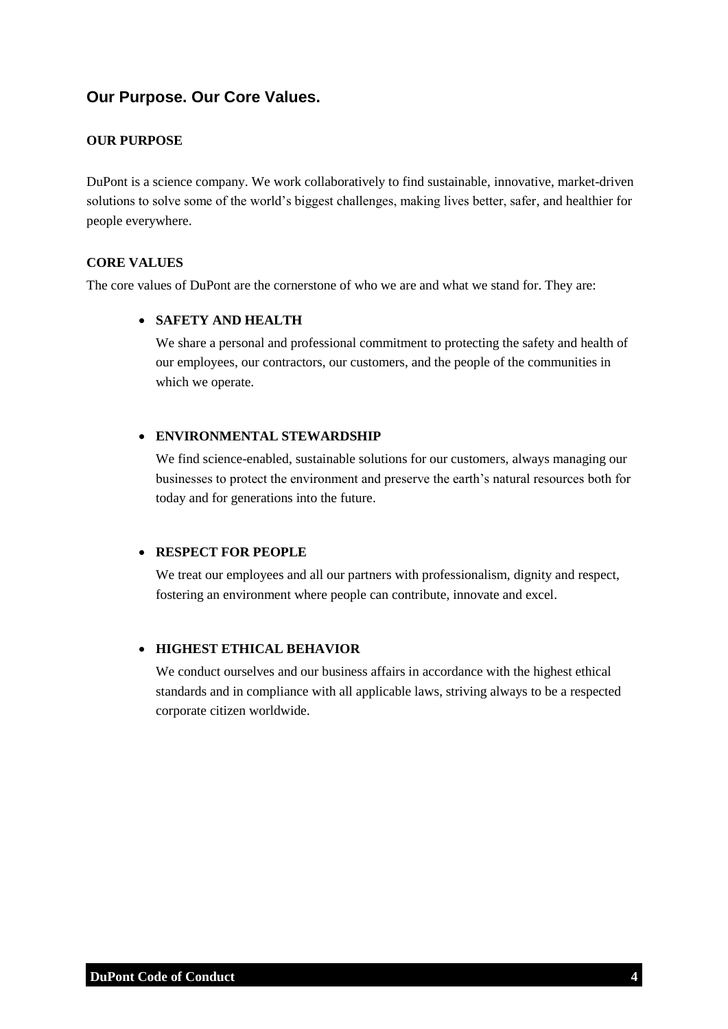## Our Purpose. Our Core Values.

### OUR PURPOSE

DuPont is a science company. We work collaboratively to find sustainable, innovative, market-driven solutions to solve some of the world's biggest challenges, making lives better, safer, and healthier for people everywhere.

### CORE VALUES

The core values of DuPont are the cornerstone of who we are and what we stand for. They are:

- **SAFETY AND HEALTH**

  We share a personal and professional commitment to protecting the safety and health of our employees, our contractors, our customers, and the people of the communities in which we operate.

- **ENVIRONMENTAL STEWARDSHIP**

  We find science-enabled, sustainable solutions for our customers, always managing our businesses to protect the environment and preserve the earth's natural resources both for today and for generations into the future.

- **RESPECT FOR PEOPLE**

  We treat our employees and all our partners with professionalism, dignity and respect, fostering an environment where people can contribute, innovate and excel.

- **HIGHEST ETHICAL BEHAVIOR**

  We conduct ourselves and our business affairs in accordance with the highest ethical standards and in compliance with all applicable laws, striving always to be a respected corporate citizen worldwide.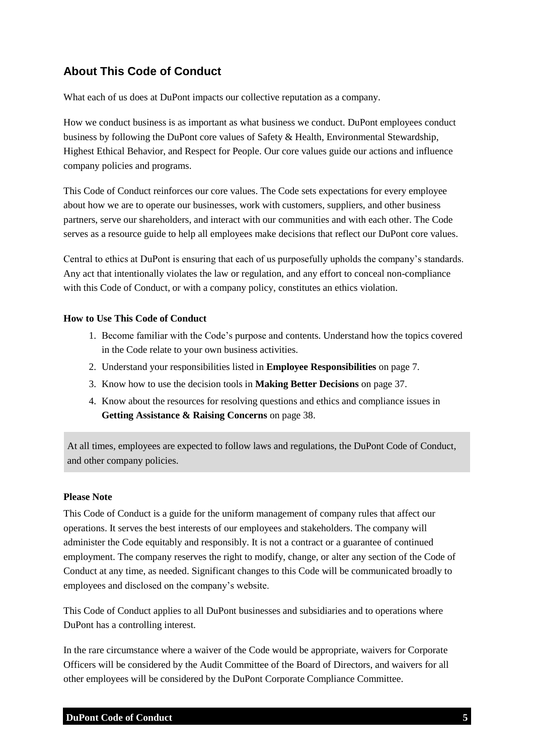## About This Code of Conduct

What each of us does at DuPont impacts our collective reputation as a company.

How we conduct business is as important as what business we conduct. DuPont employees conduct business by following the DuPont core values of Safety & Health, Environmental Stewardship, Highest Ethical Behavior, and Respect for People. Our core values guide our actions and influence company policies and programs.

This Code of Conduct reinforces our core values. The Code sets expectations for every employee about how we are to operate our businesses, work with customers, suppliers, and other business partners, serve our shareholders, and interact with our communities and with each other. The Code serves as a resource guide to help all employees make decisions that reflect our DuPont core values.

Central to ethics at DuPont is ensuring that each of us purposefully upholds the company's standards. Any act that intentionally violates the law or regulation, and any effort to conceal non-compliance with this Code of Conduct, or with a company policy, constitutes an ethics violation.

**How to Use This Code of Conduct**

1. Become familiar with the Code's purpose and contents. Understand how the topics covered in the Code relate to your own business activities.
2. Understand your responsibilities listed in **Employee Responsibilities** on page 7.
3. Know how to use the decision tools in **Making Better Decisions** on page 37.
4. Know about the resources for resolving questions and ethics and compliance issues in **Getting Assistance & Raising Concerns** on page 38.

At all times, employees are expected to follow laws and regulations, the DuPont Code of Conduct, and other company policies.

**Please Note**

This Code of Conduct is a guide for the uniform management of company rules that affect our operations. It serves the best interests of our employees and stakeholders. The company will administer the Code equitably and responsibly. It is not a contract or a guarantee of continued employment. The company reserves the right to modify, change, or alter any section of the Code of Conduct at any time, as needed. Significant changes to this Code will be communicated broadly to employees and disclosed on the company's website.

This Code of Conduct applies to all DuPont businesses and subsidiaries and to operations where DuPont has a controlling interest.

In the rare circumstance where a waiver of the Code would be appropriate, waivers for Corporate Officers will be considered by the Audit Committee of the Board of Directors, and waivers for all other employees will be considered by the DuPont Corporate Compliance Committee.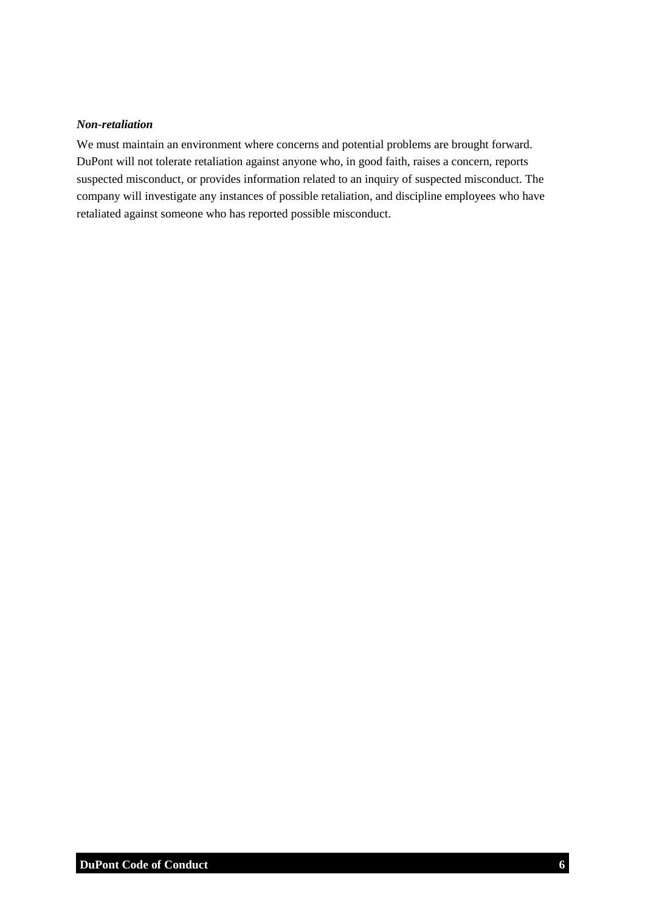***Non-retaliation***

We must maintain an environment where concerns and potential problems are brought forward. DuPont will not tolerate retaliation against anyone who, in good faith, raises a concern, reports suspected misconduct, or provides information related to an inquiry of suspected misconduct. The company will investigate any instances of possible retaliation, and discipline employees who have retaliated against someone who has reported possible misconduct.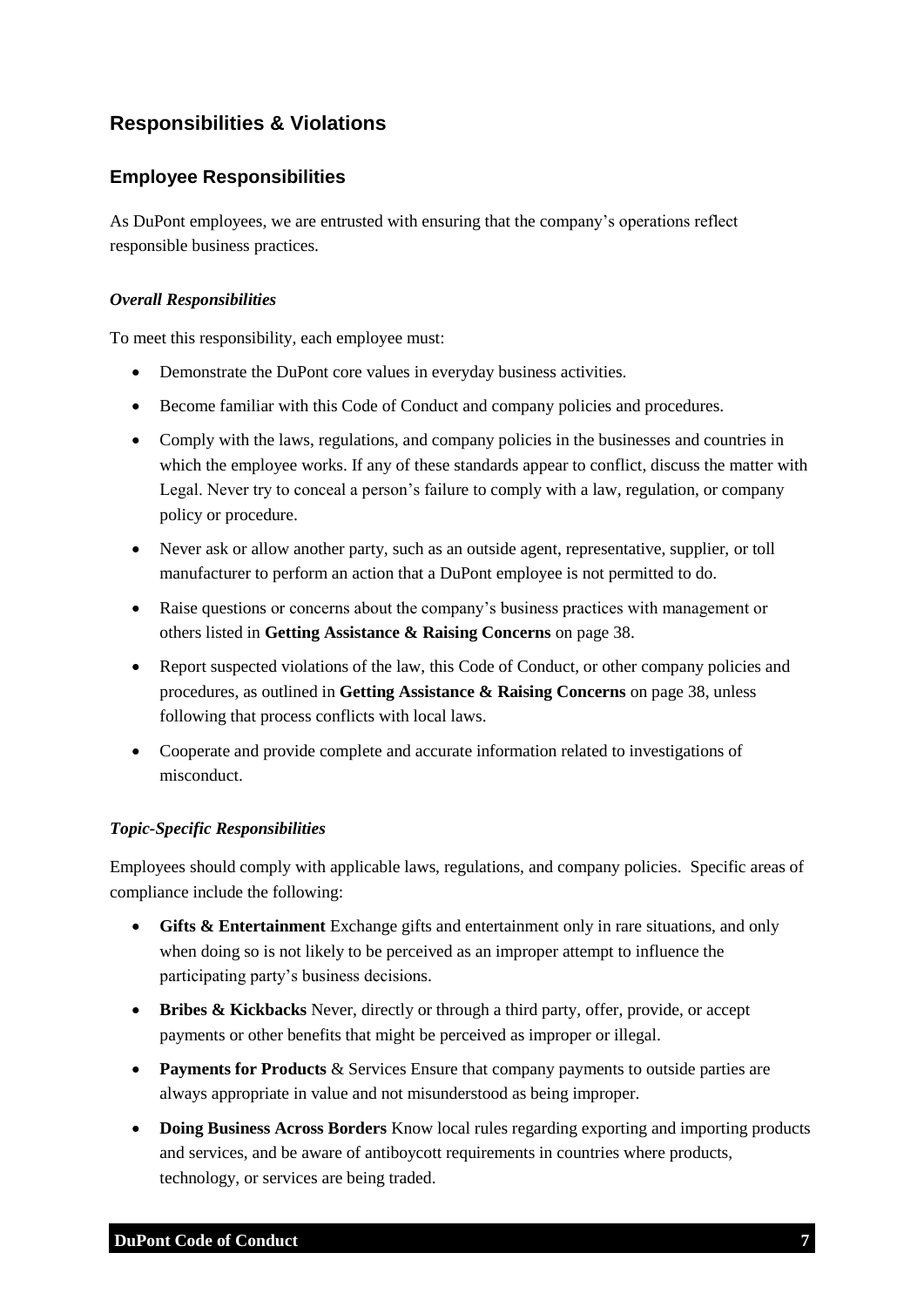## Responsibilities & Violations

### Employee Responsibilities

As DuPont employees, we are entrusted with ensuring that the company's operations reflect responsible business practices.

#### *Overall Responsibilities*

To meet this responsibility, each employee must:

- Demonstrate the DuPont core values in everyday business activities.
- Become familiar with this Code of Conduct and company policies and procedures.
- Comply with the laws, regulations, and company policies in the businesses and countries in which the employee works. If any of these standards appear to conflict, discuss the matter with Legal. Never try to conceal a person's failure to comply with a law, regulation, or company policy or procedure.
- Never ask or allow another party, such as an outside agent, representative, supplier, or toll manufacturer to perform an action that a DuPont employee is not permitted to do.
- Raise questions or concerns about the company's business practices with management or others listed in **Getting Assistance & Raising Concerns** on page 38.
- Report suspected violations of the law, this Code of Conduct, or other company policies and procedures, as outlined in **Getting Assistance & Raising Concerns** on page 38, unless following that process conflicts with local laws.
- Cooperate and provide complete and accurate information related to investigations of misconduct.

#### *Topic-Specific Responsibilities*

Employees should comply with applicable laws, regulations, and company policies. Specific areas of compliance include the following:

- **Gifts & Entertainment** Exchange gifts and entertainment only in rare situations, and only when doing so is not likely to be perceived as an improper attempt to influence the participating party's business decisions.
- **Bribes & Kickbacks** Never, directly or through a third party, offer, provide, or accept payments or other benefits that might be perceived as improper or illegal.
- **Payments for Products** & Services Ensure that company payments to outside parties are always appropriate in value and not misunderstood as being improper.
- **Doing Business Across Borders** Know local rules regarding exporting and importing products and services, and be aware of antiboycott requirements in countries where products, technology, or services are being traded.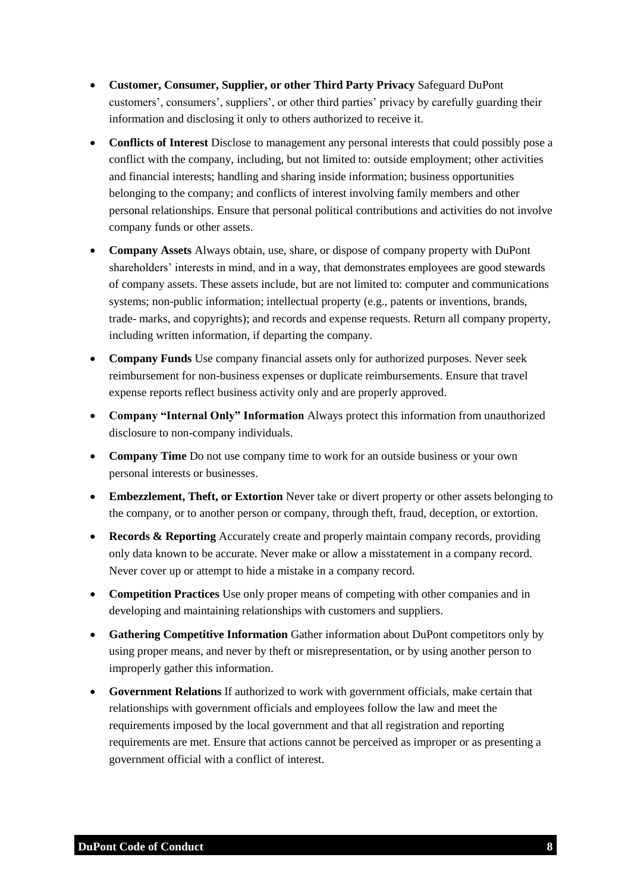- **Customer, Consumer, Supplier, or other Third Party Privacy** Safeguard DuPont customers', consumers', suppliers', or other third parties' privacy by carefully guarding their information and disclosing it only to others authorized to receive it.
- **Conflicts of Interest** Disclose to management any personal interests that could possibly pose a conflict with the company, including, but not limited to: outside employment; other activities and financial interests; handling and sharing inside information; business opportunities belonging to the company; and conflicts of interest involving family members and other personal relationships. Ensure that personal political contributions and activities do not involve company funds or other assets.
- **Company Assets** Always obtain, use, share, or dispose of company property with DuPont shareholders' interests in mind, and in a way, that demonstrates employees are good stewards of company assets. These assets include, but are not limited to: computer and communications systems; non-public information; intellectual property (e.g., patents or inventions, brands, trade- marks, and copyrights); and records and expense requests. Return all company property, including written information, if departing the company.
- **Company Funds** Use company financial assets only for authorized purposes. Never seek reimbursement for non-business expenses or duplicate reimbursements. Ensure that travel expense reports reflect business activity only and are properly approved.
- **Company "Internal Only" Information** Always protect this information from unauthorized disclosure to non-company individuals.
- **Company Time** Do not use company time to work for an outside business or your own personal interests or businesses.
- **Embezzlement, Theft, or Extortion** Never take or divert property or other assets belonging to the company, or to another person or company, through theft, fraud, deception, or extortion.
- **Records & Reporting** Accurately create and properly maintain company records, providing only data known to be accurate. Never make or allow a misstatement in a company record. Never cover up or attempt to hide a mistake in a company record.
- **Competition Practices** Use only proper means of competing with other companies and in developing and maintaining relationships with customers and suppliers.
- **Gathering Competitive Information** Gather information about DuPont competitors only by using proper means, and never by theft or misrepresentation, or by using another person to improperly gather this information.
- **Government Relations** If authorized to work with government officials, make certain that relationships with government officials and employees follow the law and meet the requirements imposed by the local government and that all registration and reporting requirements are met. Ensure that actions cannot be perceived as improper or as presenting a government official with a conflict of interest.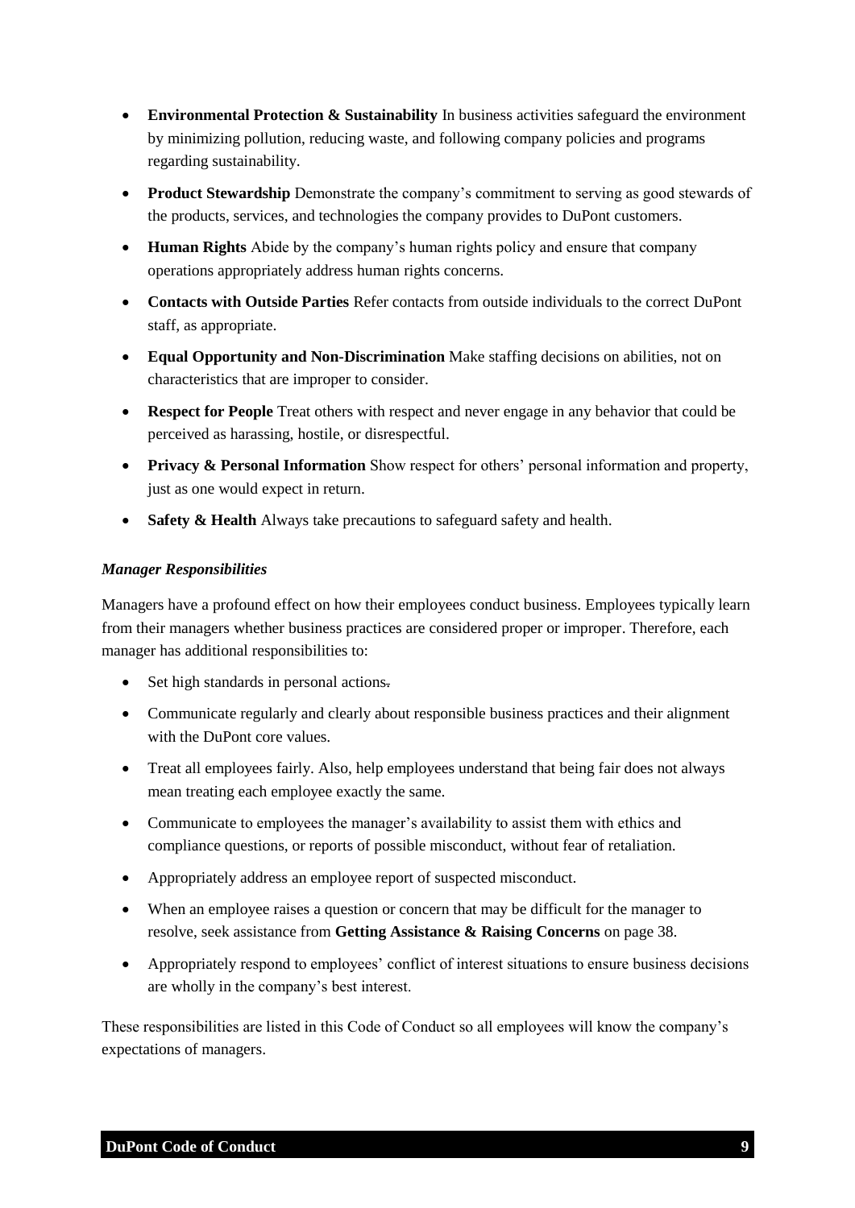- **Environmental Protection & Sustainability** In business activities safeguard the environment by minimizing pollution, reducing waste, and following company policies and programs regarding sustainability.
- **Product Stewardship** Demonstrate the company's commitment to serving as good stewards of the products, services, and technologies the company provides to DuPont customers.
- **Human Rights** Abide by the company's human rights policy and ensure that company operations appropriately address human rights concerns.
- **Contacts with Outside Parties** Refer contacts from outside individuals to the correct DuPont staff, as appropriate.
- **Equal Opportunity and Non-Discrimination** Make staffing decisions on abilities, not on characteristics that are improper to consider.
- **Respect for People** Treat others with respect and never engage in any behavior that could be perceived as harassing, hostile, or disrespectful.
- **Privacy & Personal Information** Show respect for others' personal information and property, just as one would expect in return.
- **Safety & Health** Always take precautions to safeguard safety and health.

***Manager Responsibilities***

Managers have a profound effect on how their employees conduct business. Employees typically learn from their managers whether business practices are considered proper or improper. Therefore, each manager has additional responsibilities to:

- Set high standards in personal actions.
- Communicate regularly and clearly about responsible business practices and their alignment with the DuPont core values.
- Treat all employees fairly. Also, help employees understand that being fair does not always mean treating each employee exactly the same.
- Communicate to employees the manager's availability to assist them with ethics and compliance questions, or reports of possible misconduct, without fear of retaliation.
- Appropriately address an employee report of suspected misconduct.
- When an employee raises a question or concern that may be difficult for the manager to resolve, seek assistance from **Getting Assistance & Raising Concerns** on page 38.
- Appropriately respond to employees' conflict of interest situations to ensure business decisions are wholly in the company's best interest.

These responsibilities are listed in this Code of Conduct so all employees will know the company's expectations of managers.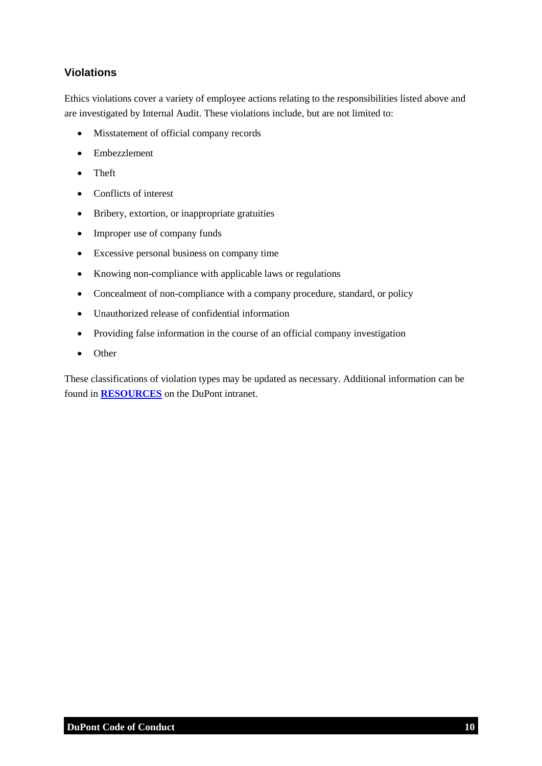### Violations

Ethics violations cover a variety of employee actions relating to the responsibilities listed above and are investigated by Internal Audit. These violations include, but are not limited to:

- Misstatement of official company records
- Embezzlement
- Theft
- Conflicts of interest
- Bribery, extortion, or inappropriate gratuities
- Improper use of company funds
- Excessive personal business on company time
- Knowing non-compliance with applicable laws or regulations
- Concealment of non-compliance with a company procedure, standard, or policy
- Unauthorized release of confidential information
- Providing false information in the course of an official company investigation
- Other

These classifications of violation types may be updated as necessary. Additional information can be found in **RESOURCES** on the DuPont intranet.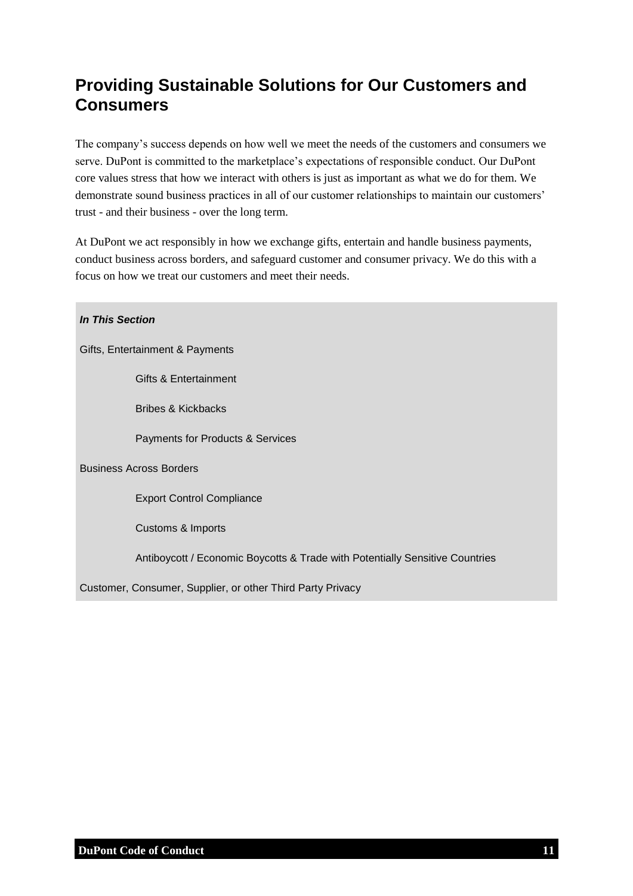## Providing Sustainable Solutions for Our Customers and Consumers

The company's success depends on how well we meet the needs of the customers and consumers we serve. DuPont is committed to the marketplace's expectations of responsible conduct. Our DuPont core values stress that how we interact with others is just as important as what we do for them. We demonstrate sound business practices in all of our customer relationships to maintain our customers' trust - and their business - over the long term.

At DuPont we act responsibly in how we exchange gifts, entertain and handle business payments, conduct business across borders, and safeguard customer and consumer privacy. We do this with a focus on how we treat our customers and meet their needs.

***In This Section***

Gifts, Entertainment & Payments

- Gifts & Entertainment
- Bribes & Kickbacks
- Payments for Products & Services

Business Across Borders

- Export Control Compliance
- Customs & Imports
- Antiboycott / Economic Boycotts & Trade with Potentially Sensitive Countries

Customer, Consumer, Supplier, or other Third Party Privacy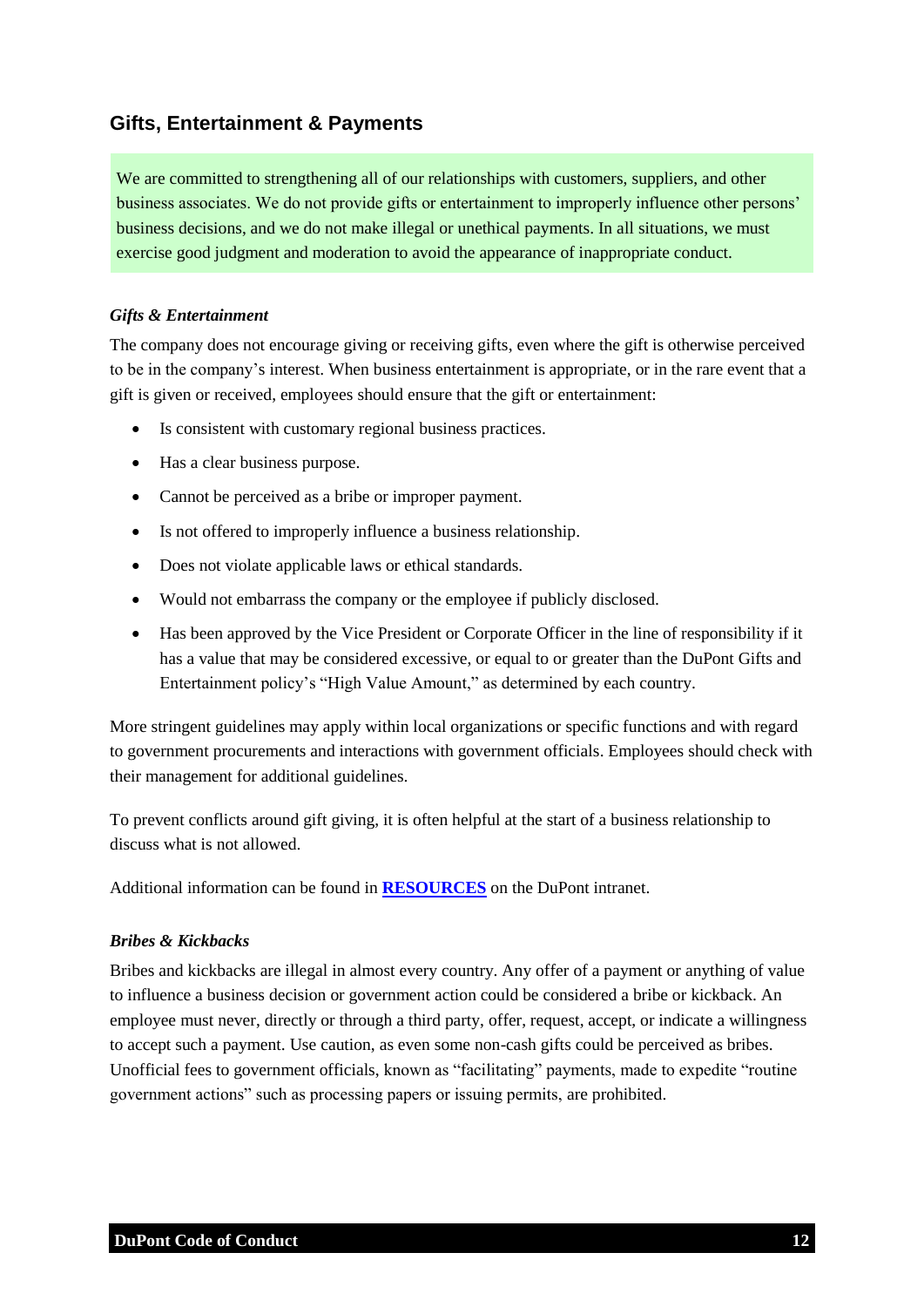## Gifts, Entertainment & Payments

We are committed to strengthening all of our relationships with customers, suppliers, and other business associates. We do not provide gifts or entertainment to improperly influence other persons' business decisions, and we do not make illegal or unethical payments. In all situations, we must exercise good judgment and moderation to avoid the appearance of inappropriate conduct.

### *Gifts & Entertainment*

The company does not encourage giving or receiving gifts, even where the gift is otherwise perceived to be in the company's interest. When business entertainment is appropriate, or in the rare event that a gift is given or received, employees should ensure that the gift or entertainment:

- Is consistent with customary regional business practices.
- Has a clear business purpose.
- Cannot be perceived as a bribe or improper payment.
- Is not offered to improperly influence a business relationship.
- Does not violate applicable laws or ethical standards.
- Would not embarrass the company or the employee if publicly disclosed.
- Has been approved by the Vice President or Corporate Officer in the line of responsibility if it has a value that may be considered excessive, or equal to or greater than the DuPont Gifts and Entertainment policy's "High Value Amount," as determined by each country.

More stringent guidelines may apply within local organizations or specific functions and with regard to government procurements and interactions with government officials. Employees should check with their management for additional guidelines.

To prevent conflicts around gift giving, it is often helpful at the start of a business relationship to discuss what is not allowed.

Additional information can be found in **RESOURCES** on the DuPont intranet.

### *Bribes & Kickbacks*

Bribes and kickbacks are illegal in almost every country. Any offer of a payment or anything of value to influence a business decision or government action could be considered a bribe or kickback. An employee must never, directly or through a third party, offer, request, accept, or indicate a willingness to accept such a payment. Use caution, as even some non-cash gifts could be perceived as bribes. Unofficial fees to government officials, known as "facilitating" payments, made to expedite "routine government actions" such as processing papers or issuing permits, are prohibited.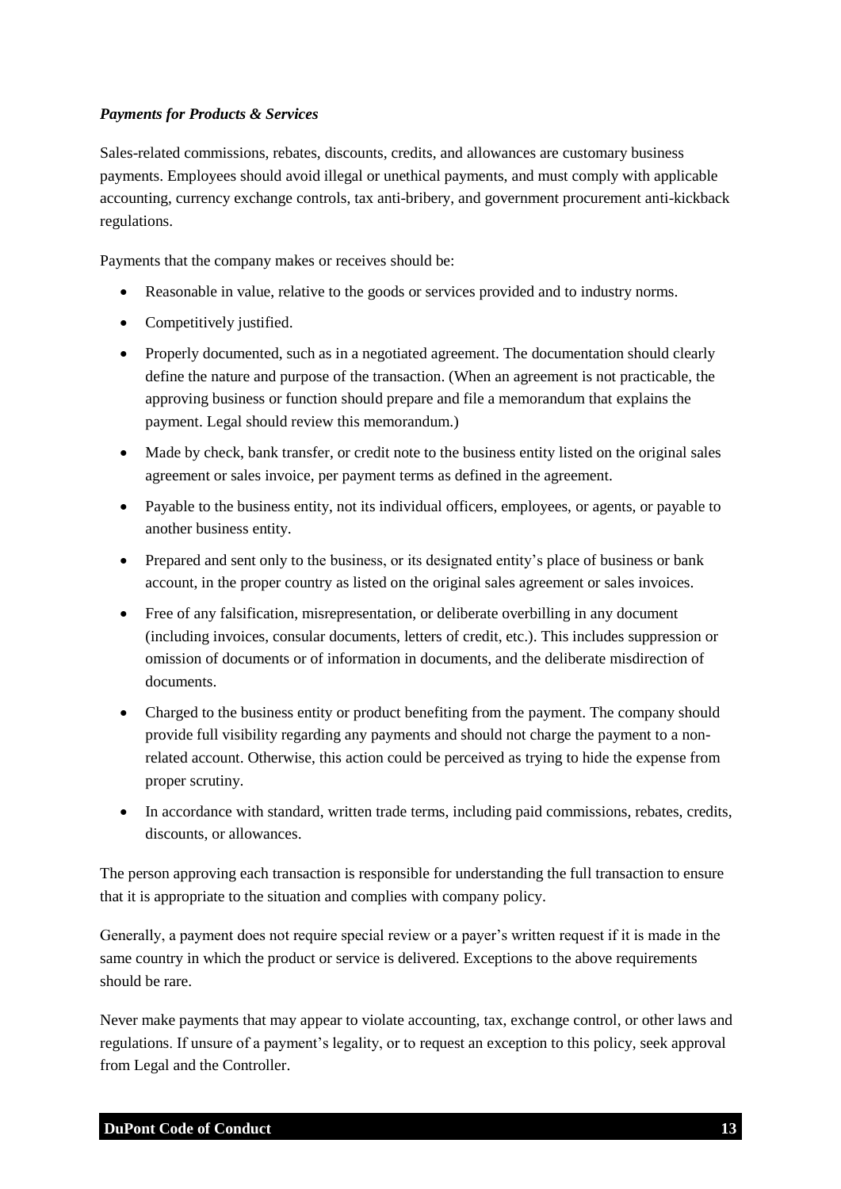### *Payments for Products & Services*

Sales-related commissions, rebates, discounts, credits, and allowances are customary business payments. Employees should avoid illegal or unethical payments, and must comply with applicable accounting, currency exchange controls, tax anti-bribery, and government procurement anti-kickback regulations.

Payments that the company makes or receives should be:

- Reasonable in value, relative to the goods or services provided and to industry norms.
- Competitively justified.
- Properly documented, such as in a negotiated agreement. The documentation should clearly define the nature and purpose of the transaction. (When an agreement is not practicable, the approving business or function should prepare and file a memorandum that explains the payment. Legal should review this memorandum.)
- Made by check, bank transfer, or credit note to the business entity listed on the original sales agreement or sales invoice, per payment terms as defined in the agreement.
- Payable to the business entity, not its individual officers, employees, or agents, or payable to another business entity.
- Prepared and sent only to the business, or its designated entity's place of business or bank account, in the proper country as listed on the original sales agreement or sales invoices.
- Free of any falsification, misrepresentation, or deliberate overbilling in any document (including invoices, consular documents, letters of credit, etc.). This includes suppression or omission of documents or of information in documents, and the deliberate misdirection of documents.
- Charged to the business entity or product benefiting from the payment. The company should provide full visibility regarding any payments and should not charge the payment to a non-related account. Otherwise, this action could be perceived as trying to hide the expense from proper scrutiny.
- In accordance with standard, written trade terms, including paid commissions, rebates, credits, discounts, or allowances.

The person approving each transaction is responsible for understanding the full transaction to ensure that it is appropriate to the situation and complies with company policy.

Generally, a payment does not require special review or a payer's written request if it is made in the same country in which the product or service is delivered. Exceptions to the above requirements should be rare.

Never make payments that may appear to violate accounting, tax, exchange control, or other laws and regulations. If unsure of a payment's legality, or to request an exception to this policy, seek approval from Legal and the Controller.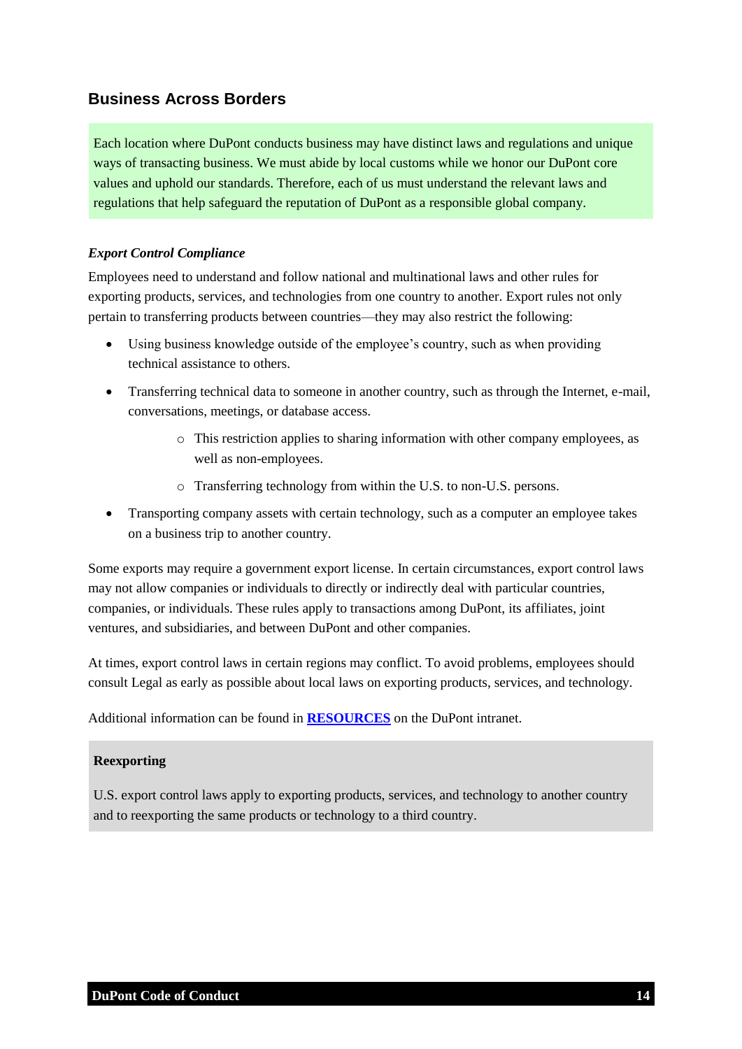## Business Across Borders

Each location where DuPont conducts business may have distinct laws and regulations and unique ways of transacting business. We must abide by local customs while we honor our DuPont core values and uphold our standards. Therefore, each of us must understand the relevant laws and regulations that help safeguard the reputation of DuPont as a responsible global company.

***Export Control Compliance***

Employees need to understand and follow national and multinational laws and other rules for exporting products, services, and technologies from one country to another. Export rules not only pertain to transferring products between countries—they may also restrict the following:

- Using business knowledge outside of the employee's country, such as when providing technical assistance to others.
- Transferring technical data to someone in another country, such as through the Internet, e-mail, conversations, meetings, or database access.
  - This restriction applies to sharing information with other company employees, as well as non-employees.
  - Transferring technology from within the U.S. to non-U.S. persons.
- Transporting company assets with certain technology, such as a computer an employee takes on a business trip to another country.

Some exports may require a government export license. In certain circumstances, export control laws may not allow companies or individuals to directly or indirectly deal with particular countries, companies, or individuals. These rules apply to transactions among DuPont, its affiliates, joint ventures, and subsidiaries, and between DuPont and other companies.

At times, export control laws in certain regions may conflict. To avoid problems, employees should consult Legal as early as possible about local laws on exporting products, services, and technology.

Additional information can be found in **RESOURCES** on the DuPont intranet.

**Reexporting**

U.S. export control laws apply to exporting products, services, and technology to another country and to reexporting the same products or technology to a third country.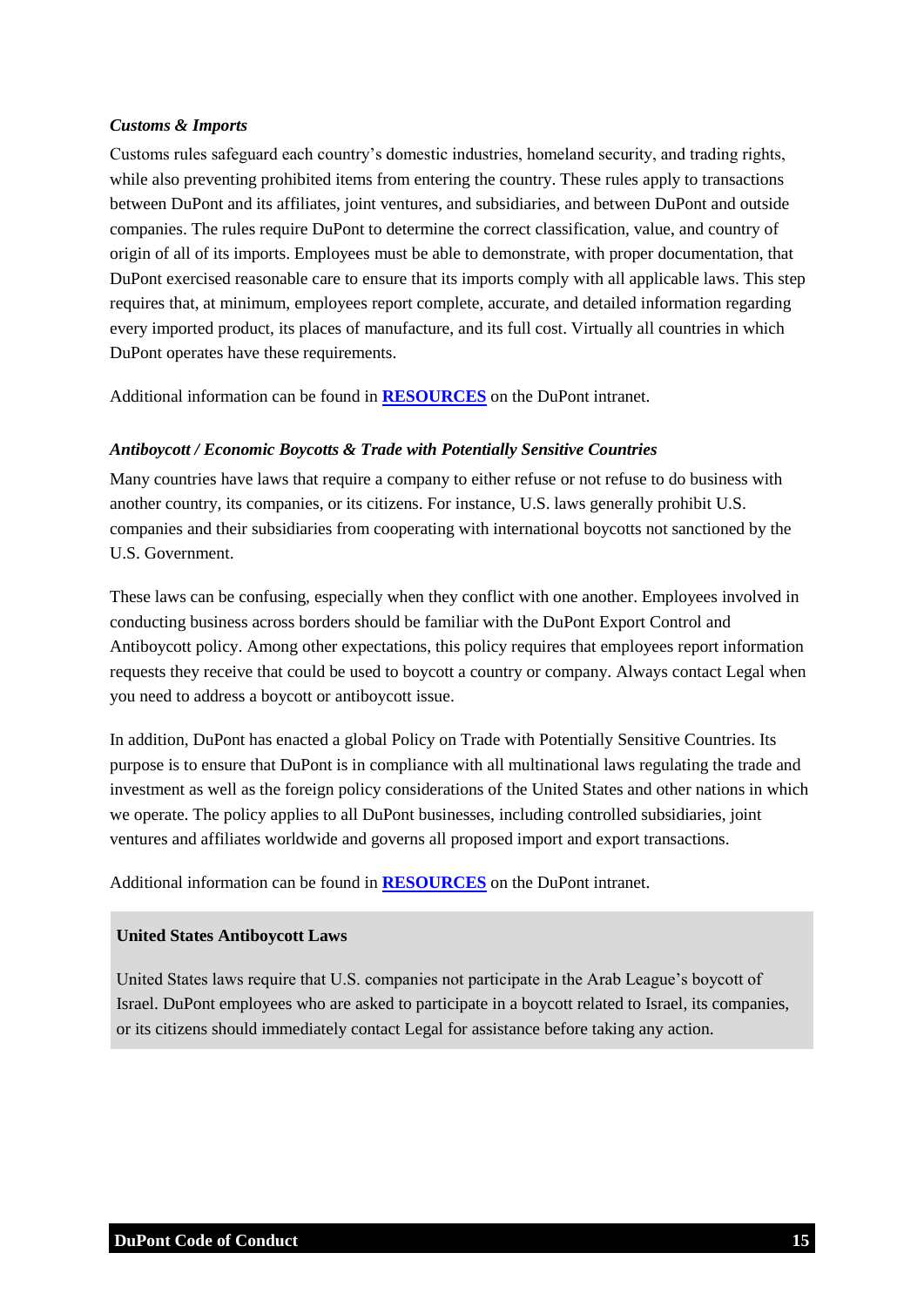*Customs & Imports*

Customs rules safeguard each country's domestic industries, homeland security, and trading rights, while also preventing prohibited items from entering the country. These rules apply to transactions between DuPont and its affiliates, joint ventures, and subsidiaries, and between DuPont and outside companies. The rules require DuPont to determine the correct classification, value, and country of origin of all of its imports. Employees must be able to demonstrate, with proper documentation, that DuPont exercised reasonable care to ensure that its imports comply with all applicable laws. This step requires that, at minimum, employees report complete, accurate, and detailed information regarding every imported product, its places of manufacture, and its full cost. Virtually all countries in which DuPont operates have these requirements.

Additional information can be found in **RESOURCES** on the DuPont intranet.

*Antiboycott / Economic Boycotts & Trade with Potentially Sensitive Countries*

Many countries have laws that require a company to either refuse or not refuse to do business with another country, its companies, or its citizens. For instance, U.S. laws generally prohibit U.S. companies and their subsidiaries from cooperating with international boycotts not sanctioned by the U.S. Government.

These laws can be confusing, especially when they conflict with one another. Employees involved in conducting business across borders should be familiar with the DuPont Export Control and Antiboycott policy. Among other expectations, this policy requires that employees report information requests they receive that could be used to boycott a country or company. Always contact Legal when you need to address a boycott or antiboycott issue.

In addition, DuPont has enacted a global Policy on Trade with Potentially Sensitive Countries. Its purpose is to ensure that DuPont is in compliance with all multinational laws regulating the trade and investment as well as the foreign policy considerations of the United States and other nations in which we operate. The policy applies to all DuPont businesses, including controlled subsidiaries, joint ventures and affiliates worldwide and governs all proposed import and export transactions.

Additional information can be found in **RESOURCES** on the DuPont intranet.

**United States Antiboycott Laws**

United States laws require that U.S. companies not participate in the Arab League's boycott of Israel. DuPont employees who are asked to participate in a boycott related to Israel, its companies, or its citizens should immediately contact Legal for assistance before taking any action.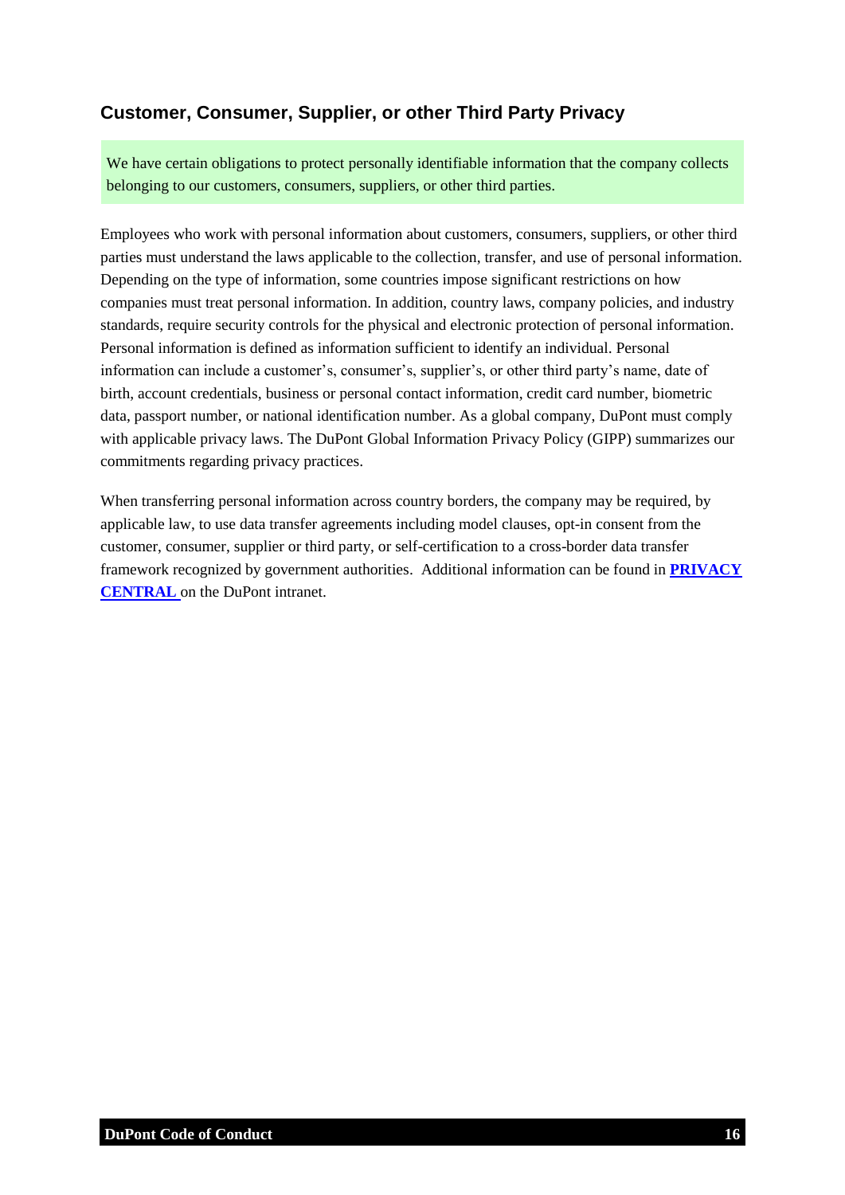## Customer, Consumer, Supplier, or other Third Party Privacy

We have certain obligations to protect personally identifiable information that the company collects belonging to our customers, consumers, suppliers, or other third parties.

Employees who work with personal information about customers, consumers, suppliers, or other third parties must understand the laws applicable to the collection, transfer, and use of personal information. Depending on the type of information, some countries impose significant restrictions on how companies must treat personal information. In addition, country laws, company policies, and industry standards, require security controls for the physical and electronic protection of personal information. Personal information is defined as information sufficient to identify an individual. Personal information can include a customer's, consumer's, supplier's, or other third party's name, date of birth, account credentials, business or personal contact information, credit card number, biometric data, passport number, or national identification number. As a global company, DuPont must comply with applicable privacy laws. The DuPont Global Information Privacy Policy (GIPP) summarizes our commitments regarding privacy practices.

When transferring personal information across country borders, the company may be required, by applicable law, to use data transfer agreements including model clauses, opt-in consent from the customer, consumer, supplier or third party, or self-certification to a cross-border data transfer framework recognized by government authorities. Additional information can be found in **PRIVACY CENTRAL** on the DuPont intranet.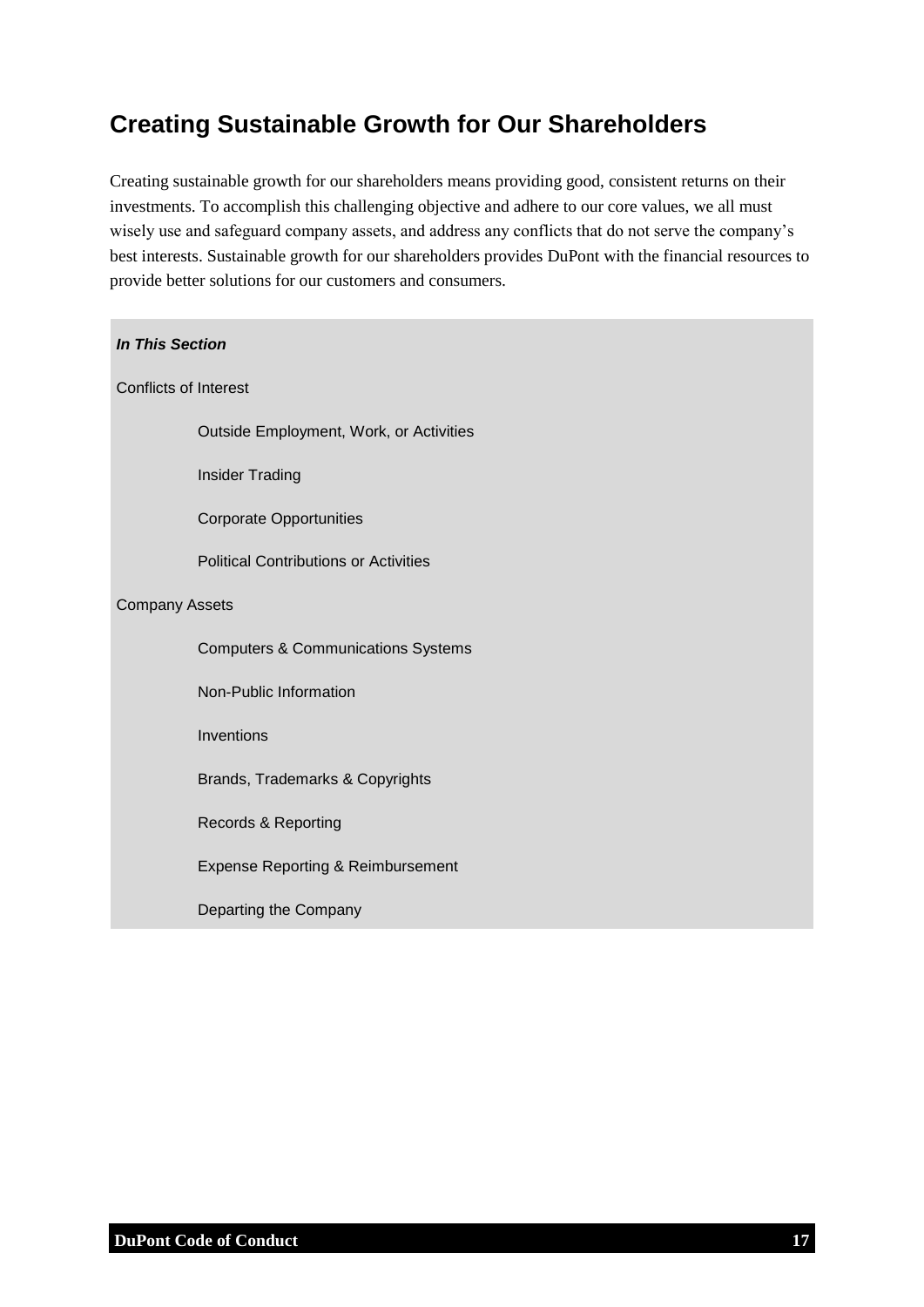## Creating Sustainable Growth for Our Shareholders

Creating sustainable growth for our shareholders means providing good, consistent returns on their investments. To accomplish this challenging objective and adhere to our core values, we all must wisely use and safeguard company assets, and address any conflicts that do not serve the company's best interests. Sustainable growth for our shareholders provides DuPont with the financial resources to provide better solutions for our customers and consumers.

***In This Section***

Conflicts of Interest

- Outside Employment, Work, or Activities
- Insider Trading
- Corporate Opportunities
- Political Contributions or Activities

Company Assets

- Computers & Communications Systems
- Non-Public Information
- Inventions
- Brands, Trademarks & Copyrights
- Records & Reporting
- Expense Reporting & Reimbursement
- Departing the Company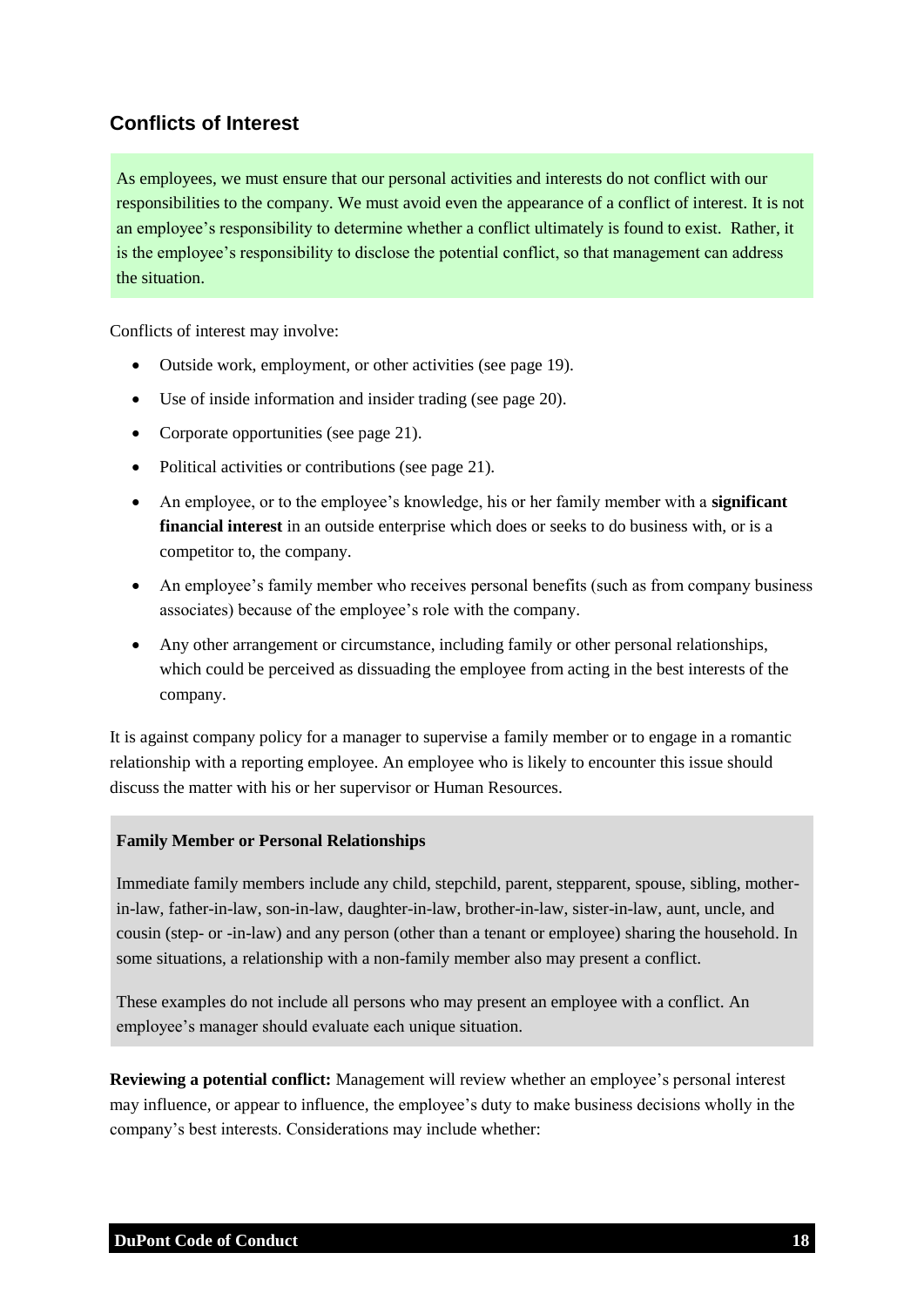## Conflicts of Interest

As employees, we must ensure that our personal activities and interests do not conflict with our responsibilities to the company. We must avoid even the appearance of a conflict of interest. It is not an employee's responsibility to determine whether a conflict ultimately is found to exist. Rather, it is the employee's responsibility to disclose the potential conflict, so that management can address the situation.

Conflicts of interest may involve:

- Outside work, employment, or other activities (see page 19).
- Use of inside information and insider trading (see page 20).
- Corporate opportunities (see page 21).
- Political activities or contributions (see page 21).
- An employee, or to the employee's knowledge, his or her family member with a **significant financial interest** in an outside enterprise which does or seeks to do business with, or is a competitor to, the company.
- An employee's family member who receives personal benefits (such as from company business associates) because of the employee's role with the company.
- Any other arrangement or circumstance, including family or other personal relationships, which could be perceived as dissuading the employee from acting in the best interests of the company.

It is against company policy for a manager to supervise a family member or to engage in a romantic relationship with a reporting employee. An employee who is likely to encounter this issue should discuss the matter with his or her supervisor or Human Resources.

**Family Member or Personal Relationships**

Immediate family members include any child, stepchild, parent, stepparent, spouse, sibling, mother-in-law, father-in-law, son-in-law, daughter-in-law, brother-in-law, sister-in-law, aunt, uncle, and cousin (step- or -in-law) and any person (other than a tenant or employee) sharing the household. In some situations, a relationship with a non-family member also may present a conflict.

These examples do not include all persons who may present an employee with a conflict. An employee's manager should evaluate each unique situation.

**Reviewing a potential conflict:** Management will review whether an employee's personal interest may influence, or appear to influence, the employee's duty to make business decisions wholly in the company's best interests. Considerations may include whether: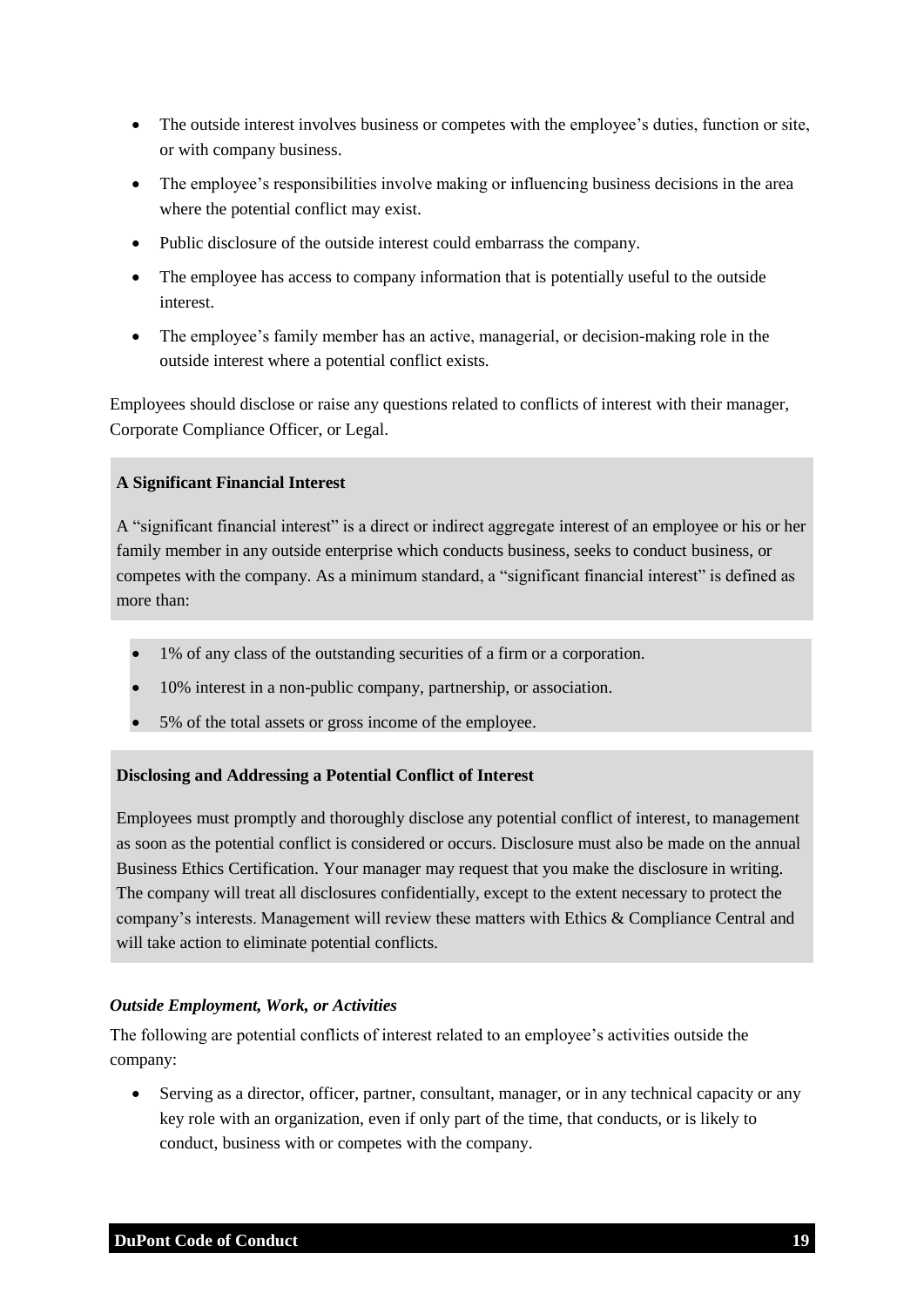- The outside interest involves business or competes with the employee's duties, function or site, or with company business.
- The employee's responsibilities involve making or influencing business decisions in the area where the potential conflict may exist.
- Public disclosure of the outside interest could embarrass the company.
- The employee has access to company information that is potentially useful to the outside interest.
- The employee's family member has an active, managerial, or decision-making role in the outside interest where a potential conflict exists.

Employees should disclose or raise any questions related to conflicts of interest with their manager, Corporate Compliance Officer, or Legal.

**A Significant Financial Interest**

A "significant financial interest" is a direct or indirect aggregate interest of an employee or his or her family member in any outside enterprise which conducts business, seeks to conduct business, or competes with the company. As a minimum standard, a "significant financial interest" is defined as more than:

- 1% of any class of the outstanding securities of a firm or a corporation.
- 10% interest in a non-public company, partnership, or association.
- 5% of the total assets or gross income of the employee.

**Disclosing and Addressing a Potential Conflict of Interest**

Employees must promptly and thoroughly disclose any potential conflict of interest, to management as soon as the potential conflict is considered or occurs. Disclosure must also be made on the annual Business Ethics Certification. Your manager may request that you make the disclosure in writing. The company will treat all disclosures confidentially, except to the extent necessary to protect the company's interests. Management will review these matters with Ethics & Compliance Central and will take action to eliminate potential conflicts.

***Outside Employment, Work, or Activities***

The following are potential conflicts of interest related to an employee's activities outside the company:

- Serving as a director, officer, partner, consultant, manager, or in any technical capacity or any key role with an organization, even if only part of the time, that conducts, or is likely to conduct, business with or competes with the company.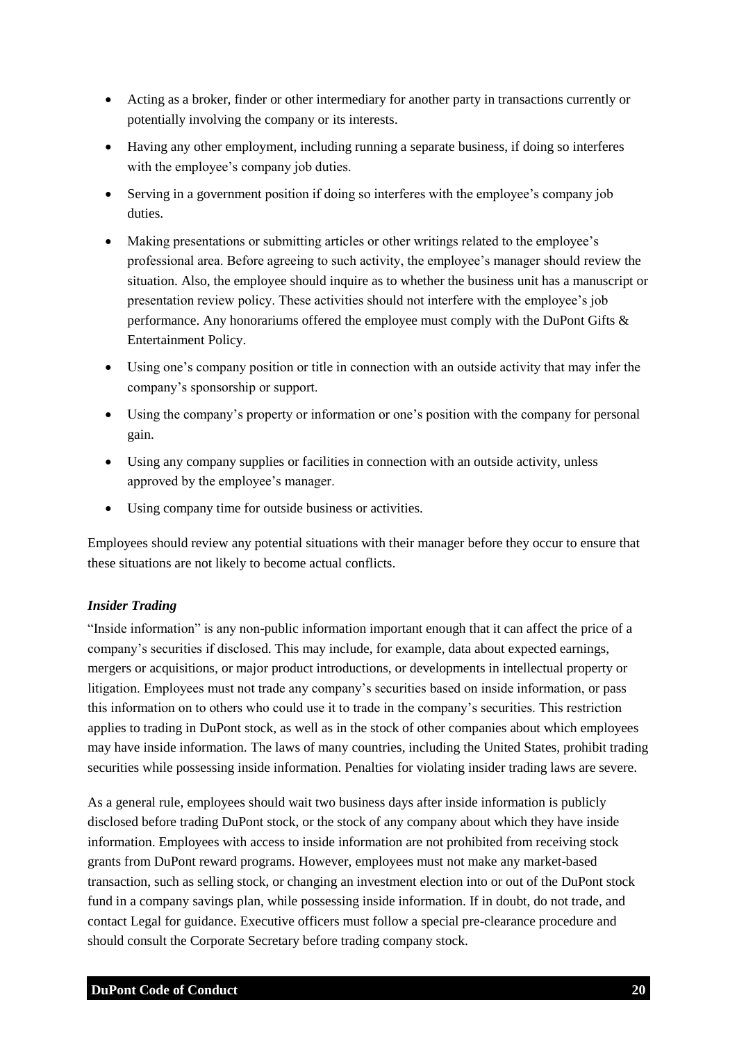- Acting as a broker, finder or other intermediary for another party in transactions currently or potentially involving the company or its interests.
- Having any other employment, including running a separate business, if doing so interferes with the employee's company job duties.
- Serving in a government position if doing so interferes with the employee's company job duties.
- Making presentations or submitting articles or other writings related to the employee's professional area. Before agreeing to such activity, the employee's manager should review the situation. Also, the employee should inquire as to whether the business unit has a manuscript or presentation review policy. These activities should not interfere with the employee's job performance. Any honorariums offered the employee must comply with the DuPont Gifts & Entertainment Policy.
- Using one's company position or title in connection with an outside activity that may infer the company's sponsorship or support.
- Using the company's property or information or one's position with the company for personal gain.
- Using any company supplies or facilities in connection with an outside activity, unless approved by the employee's manager.
- Using company time for outside business or activities.

Employees should review any potential situations with their manager before they occur to ensure that these situations are not likely to become actual conflicts.

***Insider Trading***

"Inside information" is any non-public information important enough that it can affect the price of a company's securities if disclosed. This may include, for example, data about expected earnings, mergers or acquisitions, or major product introductions, or developments in intellectual property or litigation. Employees must not trade any company's securities based on inside information, or pass this information on to others who could use it to trade in the company's securities. This restriction applies to trading in DuPont stock, as well as in the stock of other companies about which employees may have inside information. The laws of many countries, including the United States, prohibit trading securities while possessing inside information. Penalties for violating insider trading laws are severe.

As a general rule, employees should wait two business days after inside information is publicly disclosed before trading DuPont stock, or the stock of any company about which they have inside information. Employees with access to inside information are not prohibited from receiving stock grants from DuPont reward programs. However, employees must not make any market-based transaction, such as selling stock, or changing an investment election into or out of the DuPont stock fund in a company savings plan, while possessing inside information. If in doubt, do not trade, and contact Legal for guidance. Executive officers must follow a special pre-clearance procedure and should consult the Corporate Secretary before trading company stock.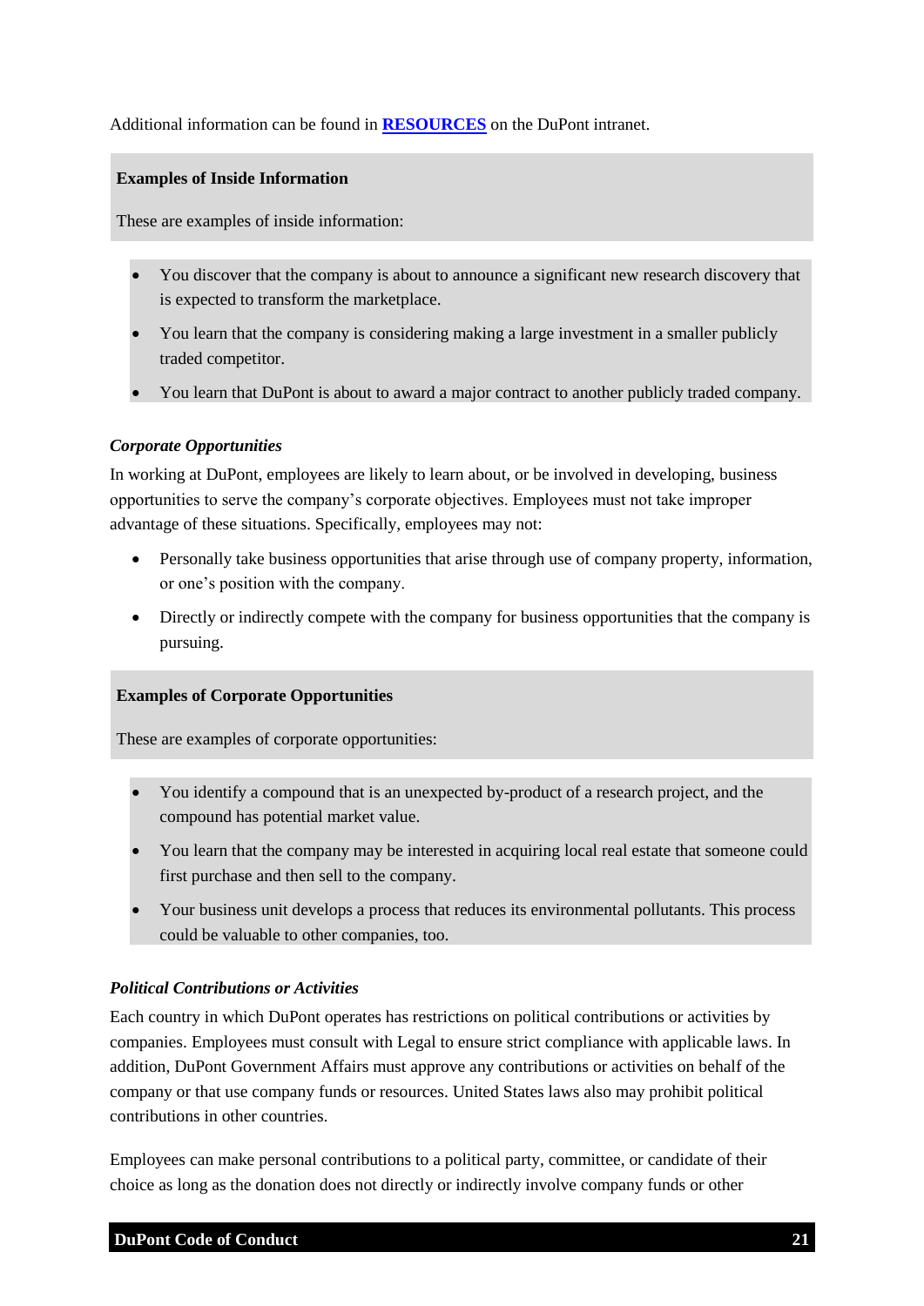Additional information can be found in **RESOURCES** on the DuPont intranet.

**Examples of Inside Information**

These are examples of inside information:

- You discover that the company is about to announce a significant new research discovery that is expected to transform the marketplace.
- You learn that the company is considering making a large investment in a smaller publicly traded competitor.
- You learn that DuPont is about to award a major contract to another publicly traded company.

***Corporate Opportunities***

In working at DuPont, employees are likely to learn about, or be involved in developing, business opportunities to serve the company's corporate objectives. Employees must not take improper advantage of these situations. Specifically, employees may not:

- Personally take business opportunities that arise through use of company property, information, or one's position with the company.
- Directly or indirectly compete with the company for business opportunities that the company is pursuing.

**Examples of Corporate Opportunities**

These are examples of corporate opportunities:

- You identify a compound that is an unexpected by-product of a research project, and the compound has potential market value.
- You learn that the company may be interested in acquiring local real estate that someone could first purchase and then sell to the company.
- Your business unit develops a process that reduces its environmental pollutants. This process could be valuable to other companies, too.

***Political Contributions or Activities***

Each country in which DuPont operates has restrictions on political contributions or activities by companies. Employees must consult with Legal to ensure strict compliance with applicable laws. In addition, DuPont Government Affairs must approve any contributions or activities on behalf of the company or that use company funds or resources. United States laws also may prohibit political contributions in other countries.

Employees can make personal contributions to a political party, committee, or candidate of their choice as long as the donation does not directly or indirectly involve company funds or other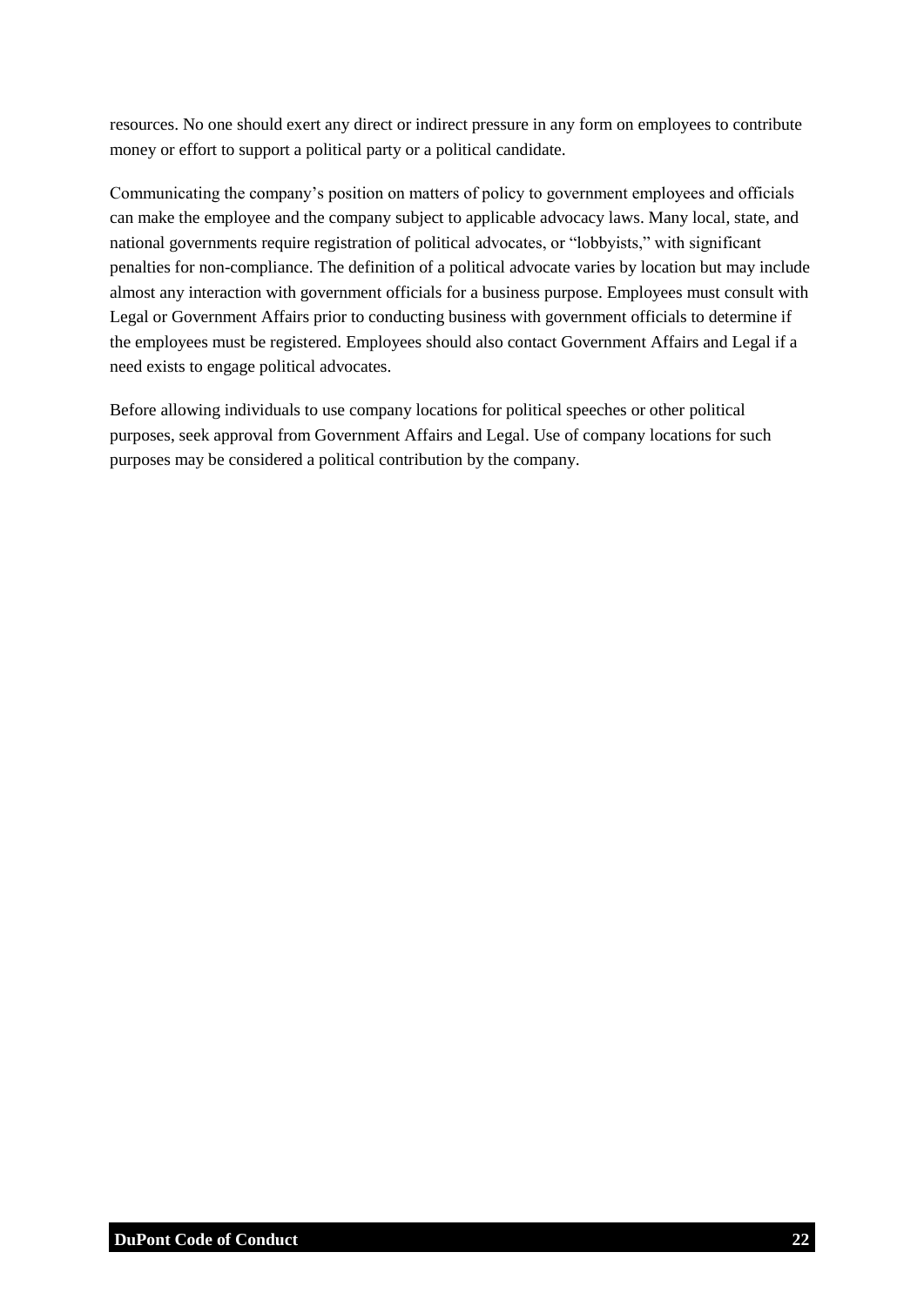resources. No one should exert any direct or indirect pressure in any form on employees to contribute money or effort to support a political party or a political candidate.

Communicating the company's position on matters of policy to government employees and officials can make the employee and the company subject to applicable advocacy laws. Many local, state, and national governments require registration of political advocates, or "lobbyists," with significant penalties for non-compliance. The definition of a political advocate varies by location but may include almost any interaction with government officials for a business purpose. Employees must consult with Legal or Government Affairs prior to conducting business with government officials to determine if the employees must be registered. Employees should also contact Government Affairs and Legal if a need exists to engage political advocates.

Before allowing individuals to use company locations for political speeches or other political purposes, seek approval from Government Affairs and Legal. Use of company locations for such purposes may be considered a political contribution by the company.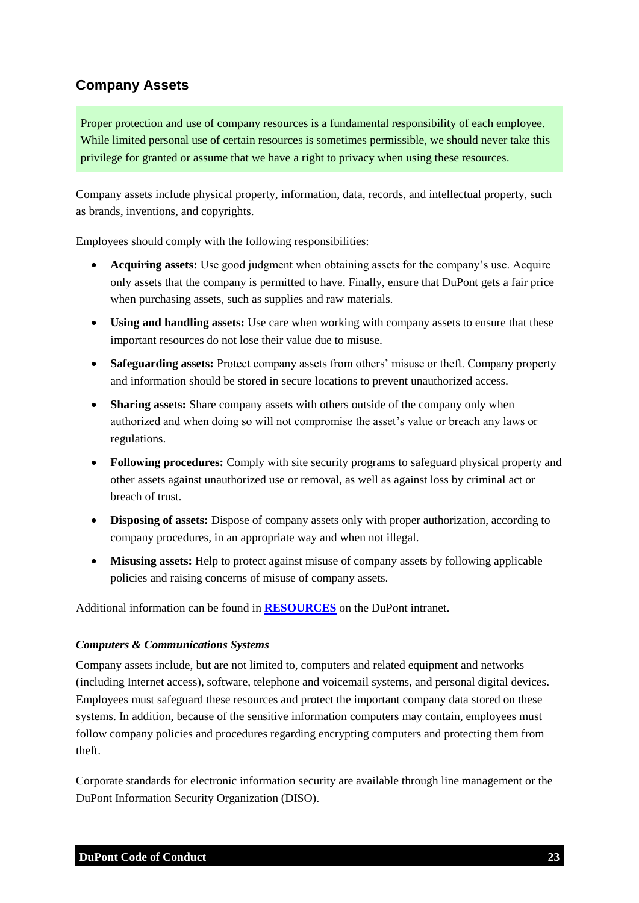## Company Assets

Proper protection and use of company resources is a fundamental responsibility of each employee. While limited personal use of certain resources is sometimes permissible, we should never take this privilege for granted or assume that we have a right to privacy when using these resources.

Company assets include physical property, information, data, records, and intellectual property, such as brands, inventions, and copyrights.

Employees should comply with the following responsibilities:

- **Acquiring assets:** Use good judgment when obtaining assets for the company's use. Acquire only assets that the company is permitted to have. Finally, ensure that DuPont gets a fair price when purchasing assets, such as supplies and raw materials.
- **Using and handling assets:** Use care when working with company assets to ensure that these important resources do not lose their value due to misuse.
- **Safeguarding assets:** Protect company assets from others' misuse or theft. Company property and information should be stored in secure locations to prevent unauthorized access.
- **Sharing assets:** Share company assets with others outside of the company only when authorized and when doing so will not compromise the asset's value or breach any laws or regulations.
- **Following procedures:** Comply with site security programs to safeguard physical property and other assets against unauthorized use or removal, as well as against loss by criminal act or breach of trust.
- **Disposing of assets:** Dispose of company assets only with proper authorization, according to company procedures, in an appropriate way and when not illegal.
- **Misusing assets:** Help to protect against misuse of company assets by following applicable policies and raising concerns of misuse of company assets.

Additional information can be found in **RESOURCES** on the DuPont intranet.

### *Computers & Communications Systems*

Company assets include, but are not limited to, computers and related equipment and networks (including Internet access), software, telephone and voicemail systems, and personal digital devices. Employees must safeguard these resources and protect the important company data stored on these systems. In addition, because of the sensitive information computers may contain, employees must follow company policies and procedures regarding encrypting computers and protecting them from theft.

Corporate standards for electronic information security are available through line management or the DuPont Information Security Organization (DISO).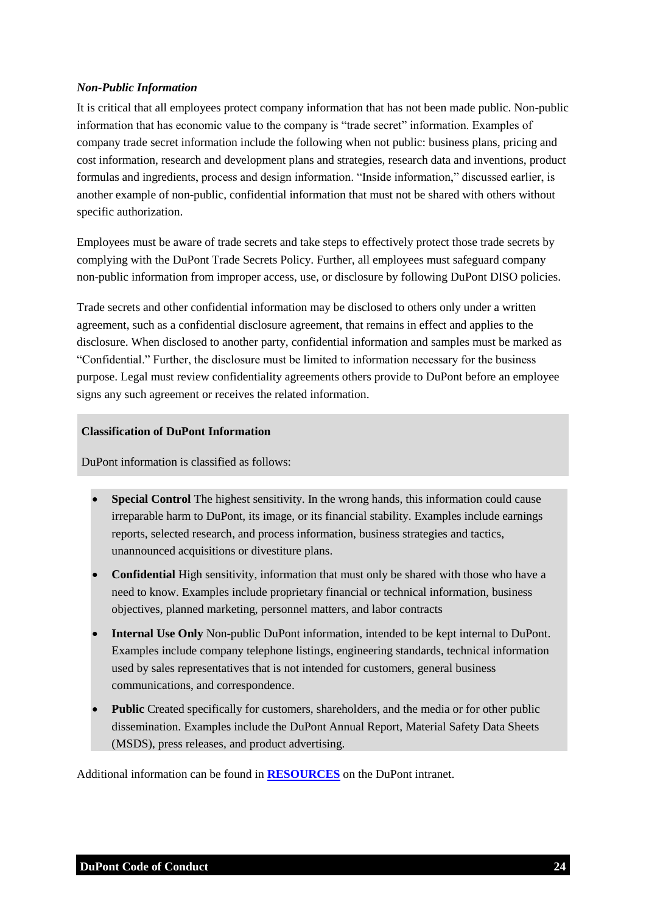### *Non-Public Information*

It is critical that all employees protect company information that has not been made public. Non-public information that has economic value to the company is "trade secret" information. Examples of company trade secret information include the following when not public: business plans, pricing and cost information, research and development plans and strategies, research data and inventions, product formulas and ingredients, process and design information. "Inside information," discussed earlier, is another example of non-public, confidential information that must not be shared with others without specific authorization.

Employees must be aware of trade secrets and take steps to effectively protect those trade secrets by complying with the DuPont Trade Secrets Policy. Further, all employees must safeguard company non-public information from improper access, use, or disclosure by following DuPont DISO policies.

Trade secrets and other confidential information may be disclosed to others only under a written agreement, such as a confidential disclosure agreement, that remains in effect and applies to the disclosure. When disclosed to another party, confidential information and samples must be marked as "Confidential." Further, the disclosure must be limited to information necessary for the business purpose. Legal must review confidentiality agreements others provide to DuPont before an employee signs any such agreement or receives the related information.

**Classification of DuPont Information**

DuPont information is classified as follows:

- **Special Control** The highest sensitivity. In the wrong hands, this information could cause irreparable harm to DuPont, its image, or its financial stability. Examples include earnings reports, selected research, and process information, business strategies and tactics, unannounced acquisitions or divestiture plans.
- **Confidential** High sensitivity, information that must only be shared with those who have a need to know. Examples include proprietary financial or technical information, business objectives, planned marketing, personnel matters, and labor contracts
- **Internal Use Only** Non-public DuPont information, intended to be kept internal to DuPont. Examples include company telephone listings, engineering standards, technical information used by sales representatives that is not intended for customers, general business communications, and correspondence.
- **Public** Created specifically for customers, shareholders, and the media or for other public dissemination. Examples include the DuPont Annual Report, Material Safety Data Sheets (MSDS), press releases, and product advertising.

Additional information can be found in **RESOURCES** on the DuPont intranet.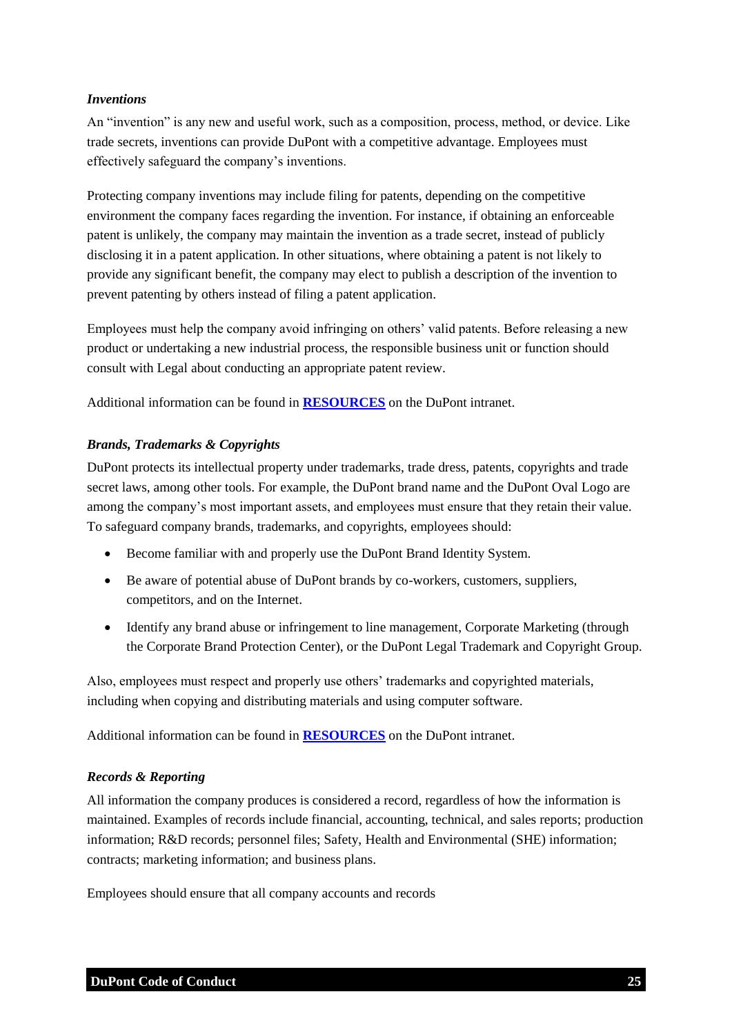### *Inventions*

An "invention" is any new and useful work, such as a composition, process, method, or device. Like trade secrets, inventions can provide DuPont with a competitive advantage. Employees must effectively safeguard the company's inventions.

Protecting company inventions may include filing for patents, depending on the competitive environment the company faces regarding the invention. For instance, if obtaining an enforceable patent is unlikely, the company may maintain the invention as a trade secret, instead of publicly disclosing it in a patent application. In other situations, where obtaining a patent is not likely to provide any significant benefit, the company may elect to publish a description of the invention to prevent patenting by others instead of filing a patent application.

Employees must help the company avoid infringing on others' valid patents. Before releasing a new product or undertaking a new industrial process, the responsible business unit or function should consult with Legal about conducting an appropriate patent review.

Additional information can be found in **RESOURCES** on the DuPont intranet.

### *Brands, Trademarks & Copyrights*

DuPont protects its intellectual property under trademarks, trade dress, patents, copyrights and trade secret laws, among other tools. For example, the DuPont brand name and the DuPont Oval Logo are among the company's most important assets, and employees must ensure that they retain their value. To safeguard company brands, trademarks, and copyrights, employees should:

- Become familiar with and properly use the DuPont Brand Identity System.
- Be aware of potential abuse of DuPont brands by co-workers, customers, suppliers, competitors, and on the Internet.
- Identify any brand abuse or infringement to line management, Corporate Marketing (through the Corporate Brand Protection Center), or the DuPont Legal Trademark and Copyright Group.

Also, employees must respect and properly use others' trademarks and copyrighted materials, including when copying and distributing materials and using computer software.

Additional information can be found in **RESOURCES** on the DuPont intranet.

### *Records & Reporting*

All information the company produces is considered a record, regardless of how the information is maintained. Examples of records include financial, accounting, technical, and sales reports; production information; R&D records; personnel files; Safety, Health and Environmental (SHE) information; contracts; marketing information; and business plans.

Employees should ensure that all company accounts and records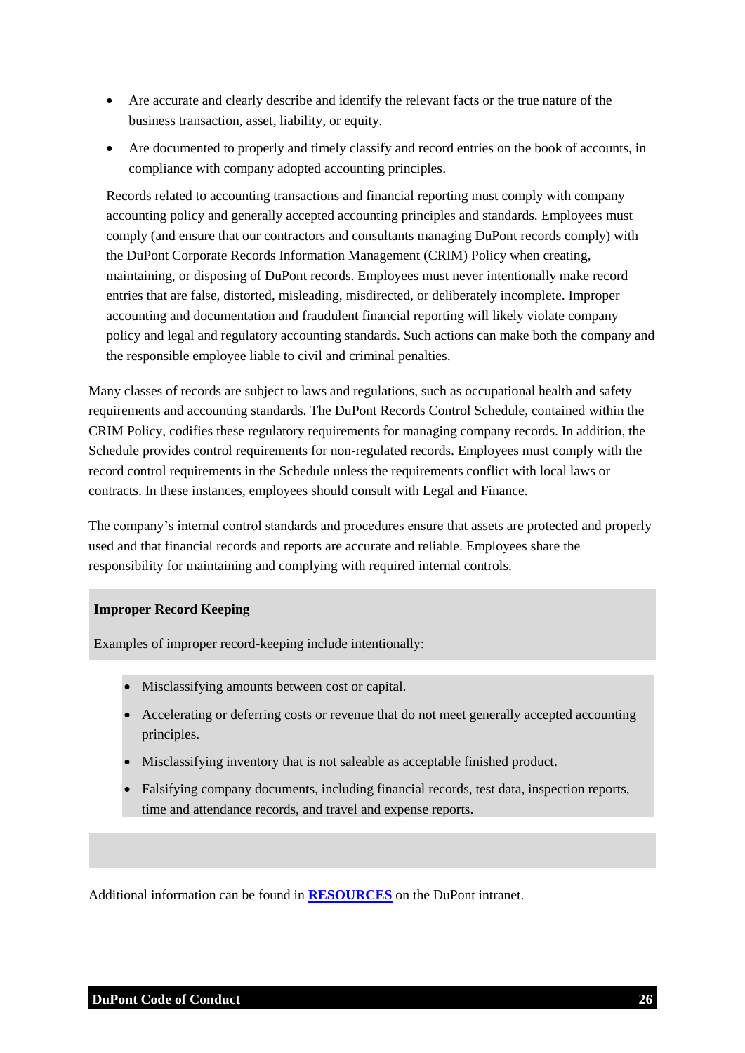- Are accurate and clearly describe and identify the relevant facts or the true nature of the business transaction, asset, liability, or equity.
- Are documented to properly and timely classify and record entries on the book of accounts, in compliance with company adopted accounting principles.

Records related to accounting transactions and financial reporting must comply with company accounting policy and generally accepted accounting principles and standards. Employees must comply (and ensure that our contractors and consultants managing DuPont records comply) with the DuPont Corporate Records Information Management (CRIM) Policy when creating, maintaining, or disposing of DuPont records. Employees must never intentionally make record entries that are false, distorted, misleading, misdirected, or deliberately incomplete. Improper accounting and documentation and fraudulent financial reporting will likely violate company policy and legal and regulatory accounting standards. Such actions can make both the company and the responsible employee liable to civil and criminal penalties.

Many classes of records are subject to laws and regulations, such as occupational health and safety requirements and accounting standards. The DuPont Records Control Schedule, contained within the CRIM Policy, codifies these regulatory requirements for managing company records. In addition, the Schedule provides control requirements for non-regulated records. Employees must comply with the record control requirements in the Schedule unless the requirements conflict with local laws or contracts. In these instances, employees should consult with Legal and Finance.

The company's internal control standards and procedures ensure that assets are protected and properly used and that financial records and reports are accurate and reliable. Employees share the responsibility for maintaining and complying with required internal controls.

**Improper Record Keeping**

Examples of improper record-keeping include intentionally:

- Misclassifying amounts between cost or capital.
- Accelerating or deferring costs or revenue that do not meet generally accepted accounting principles.
- Misclassifying inventory that is not saleable as acceptable finished product.
- Falsifying company documents, including financial records, test data, inspection reports, time and attendance records, and travel and expense reports.

Additional information can be found in **RESOURCES** on the DuPont intranet.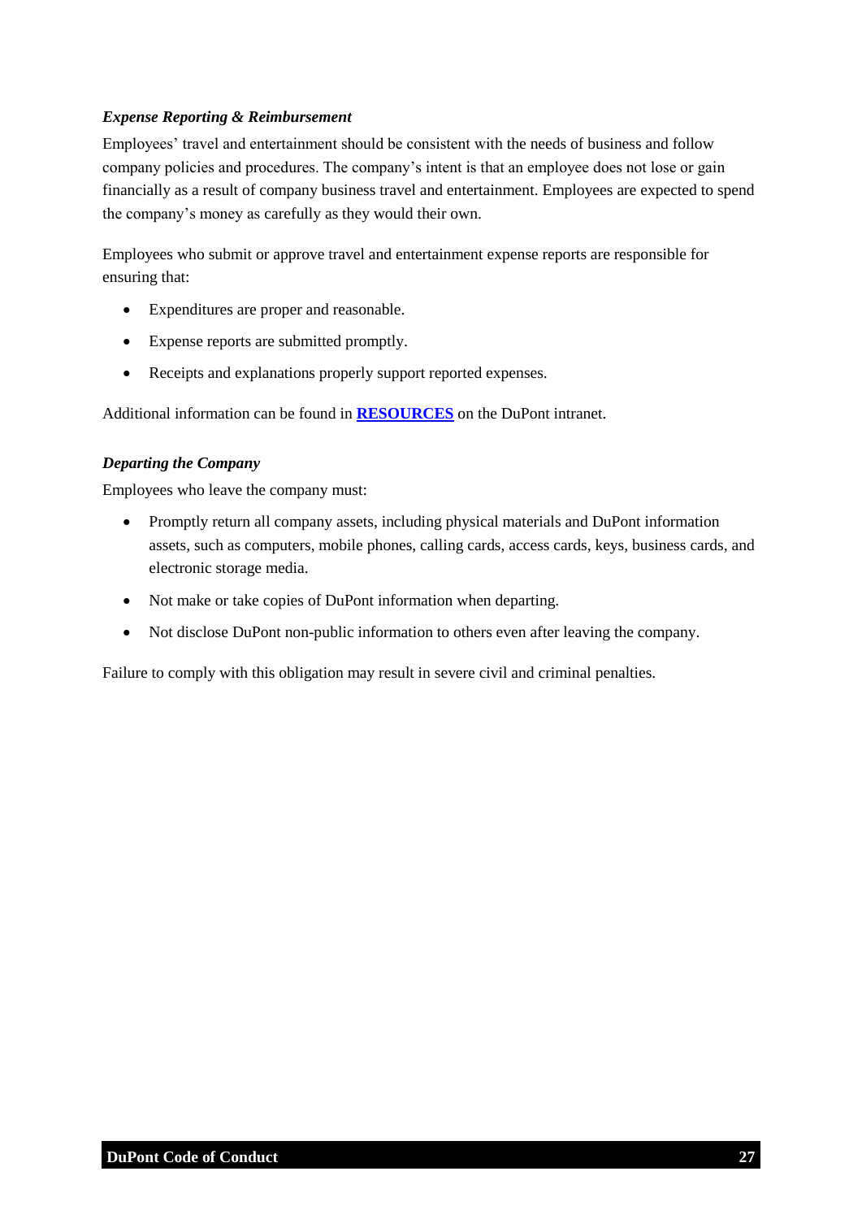### *Expense Reporting & Reimbursement*

Employees' travel and entertainment should be consistent with the needs of business and follow company policies and procedures. The company's intent is that an employee does not lose or gain financially as a result of company business travel and entertainment. Employees are expected to spend the company's money as carefully as they would their own.

Employees who submit or approve travel and entertainment expense reports are responsible for ensuring that:

- Expenditures are proper and reasonable.
- Expense reports are submitted promptly.
- Receipts and explanations properly support reported expenses.

Additional information can be found in **RESOURCES** on the DuPont intranet.

### *Departing the Company*

Employees who leave the company must:

- Promptly return all company assets, including physical materials and DuPont information assets, such as computers, mobile phones, calling cards, access cards, keys, business cards, and electronic storage media.
- Not make or take copies of DuPont information when departing.
- Not disclose DuPont non-public information to others even after leaving the company.

Failure to comply with this obligation may result in severe civil and criminal penalties.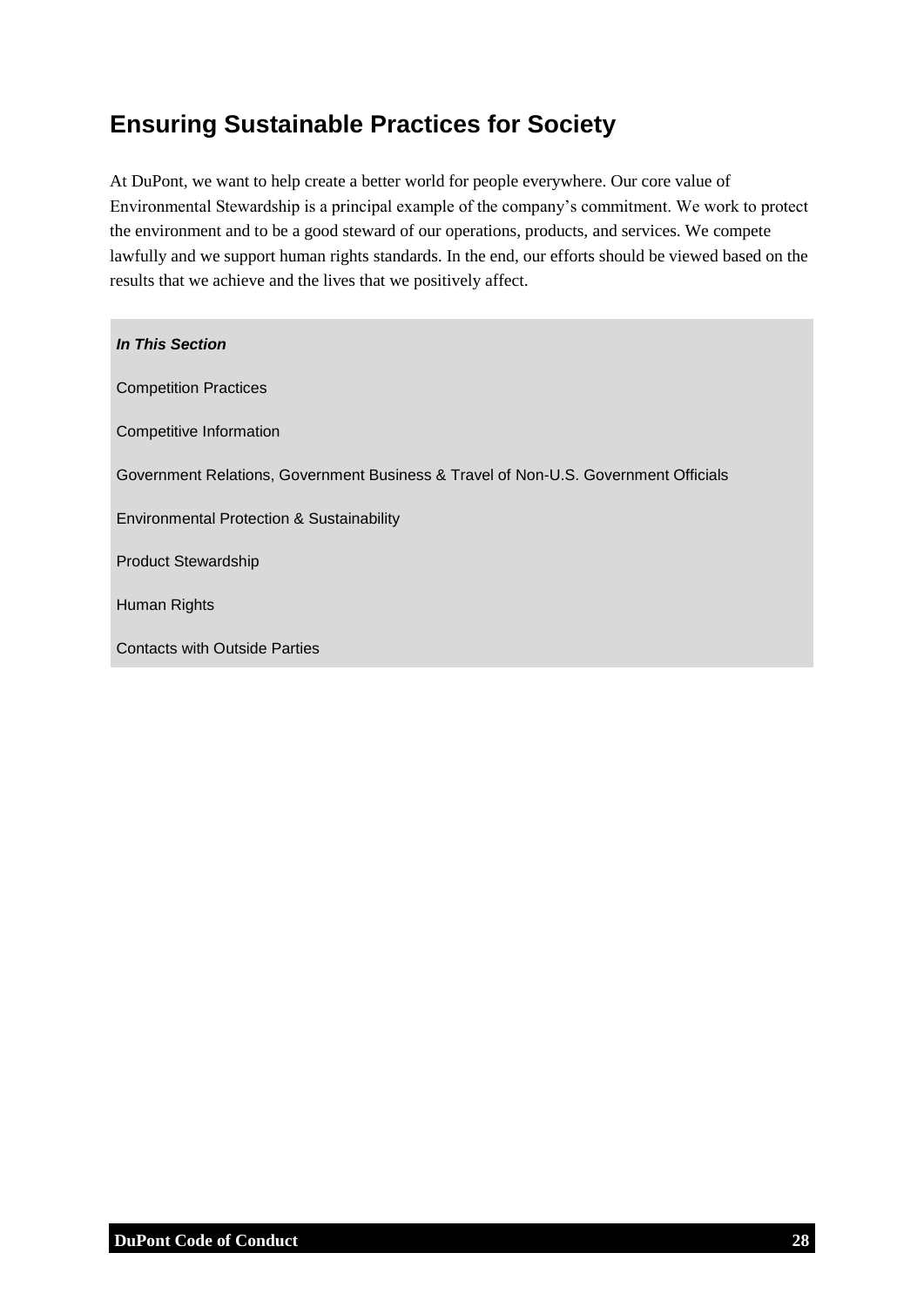## Ensuring Sustainable Practices for Society

At DuPont, we want to help create a better world for people everywhere. Our core value of Environmental Stewardship is a principal example of the company's commitment. We work to protect the environment and to be a good steward of our operations, products, and services. We compete lawfully and we support human rights standards. In the end, our efforts should be viewed based on the results that we achieve and the lives that we positively affect.

***In This Section***

Competition Practices

Competitive Information

Government Relations, Government Business & Travel of Non-U.S. Government Officials

Environmental Protection & Sustainability

Product Stewardship

Human Rights

Contacts with Outside Parties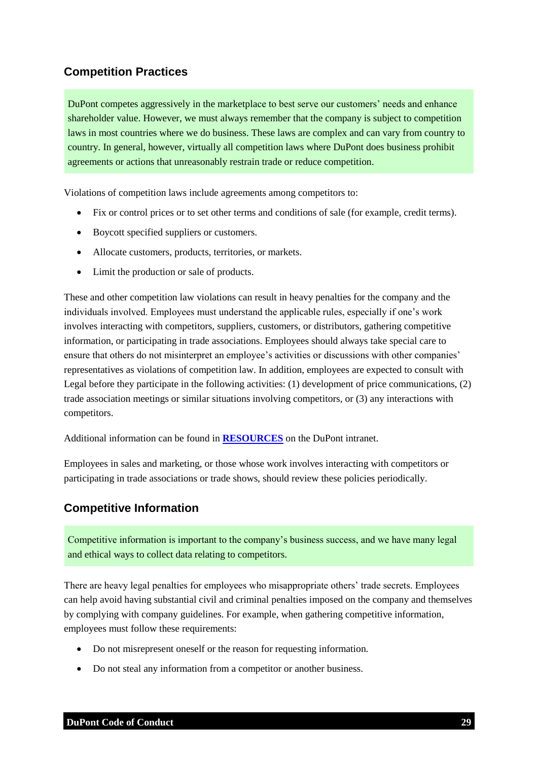## Competition Practices

DuPont competes aggressively in the marketplace to best serve our customers' needs and enhance shareholder value. However, we must always remember that the company is subject to competition laws in most countries where we do business. These laws are complex and can vary from country to country. In general, however, virtually all competition laws where DuPont does business prohibit agreements or actions that unreasonably restrain trade or reduce competition.

Violations of competition laws include agreements among competitors to:

- Fix or control prices or to set other terms and conditions of sale (for example, credit terms).
- Boycott specified suppliers or customers.
- Allocate customers, products, territories, or markets.
- Limit the production or sale of products.

These and other competition law violations can result in heavy penalties for the company and the individuals involved. Employees must understand the applicable rules, especially if one's work involves interacting with competitors, suppliers, customers, or distributors, gathering competitive information, or participating in trade associations. Employees should always take special care to ensure that others do not misinterpret an employee's activities or discussions with other companies' representatives as violations of competition law. In addition, employees are expected to consult with Legal before they participate in the following activities: (1) development of price communications, (2) trade association meetings or similar situations involving competitors, or (3) any interactions with competitors.

Additional information can be found in **RESOURCES** on the DuPont intranet.

Employees in sales and marketing, or those whose work involves interacting with competitors or participating in trade associations or trade shows, should review these policies periodically.

## Competitive Information

Competitive information is important to the company's business success, and we have many legal and ethical ways to collect data relating to competitors.

There are heavy legal penalties for employees who misappropriate others' trade secrets. Employees can help avoid having substantial civil and criminal penalties imposed on the company and themselves by complying with company guidelines. For example, when gathering competitive information, employees must follow these requirements:

- Do not misrepresent oneself or the reason for requesting information.
- Do not steal any information from a competitor or another business.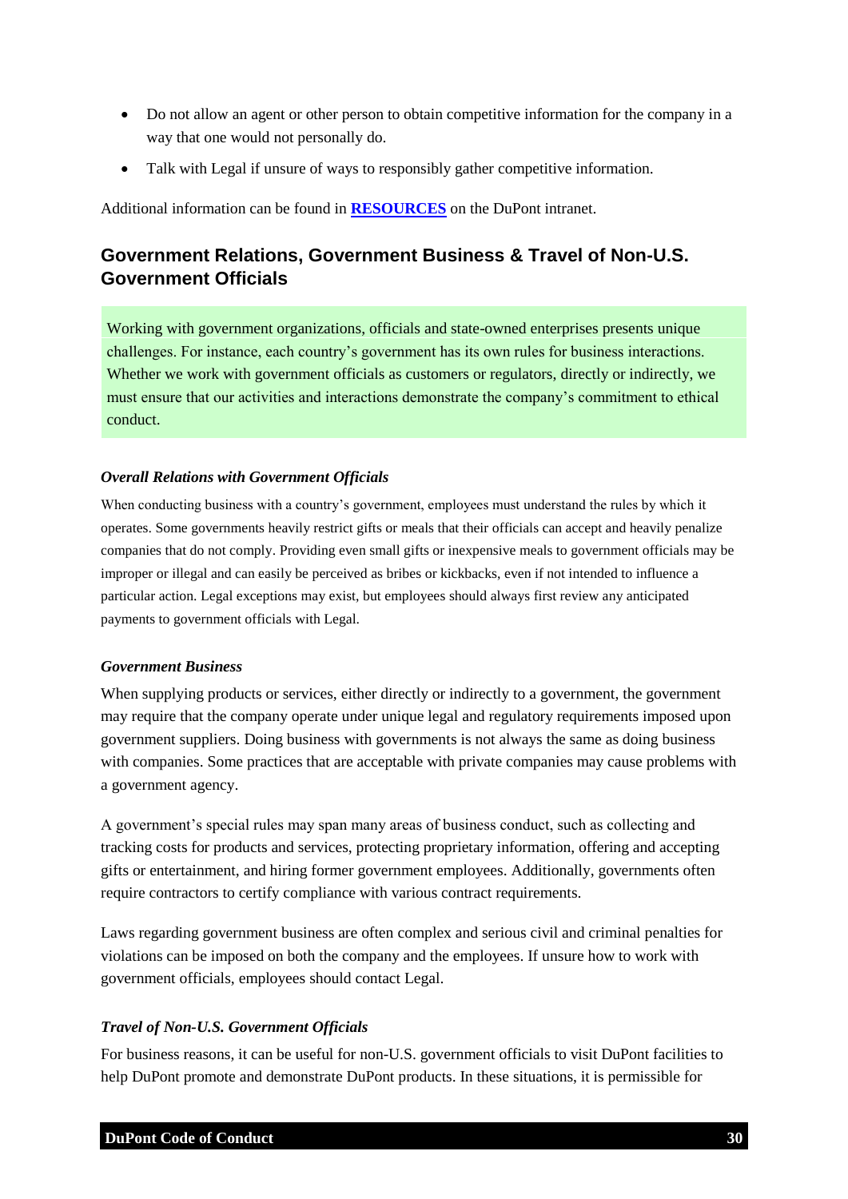- Do not allow an agent or other person to obtain competitive information for the company in a way that one would not personally do.
- Talk with Legal if unsure of ways to responsibly gather competitive information.

Additional information can be found in **RESOURCES** on the DuPont intranet.

## Government Relations, Government Business & Travel of Non-U.S. Government Officials

Working with government organizations, officials and state-owned enterprises presents unique challenges. For instance, each country's government has its own rules for business interactions. Whether we work with government officials as customers or regulators, directly or indirectly, we must ensure that our activities and interactions demonstrate the company's commitment to ethical conduct.

### *Overall Relations with Government Officials*

When conducting business with a country's government, employees must understand the rules by which it operates. Some governments heavily restrict gifts or meals that their officials can accept and heavily penalize companies that do not comply. Providing even small gifts or inexpensive meals to government officials may be improper or illegal and can easily be perceived as bribes or kickbacks, even if not intended to influence a particular action. Legal exceptions may exist, but employees should always first review any anticipated payments to government officials with Legal.

### *Government Business*

When supplying products or services, either directly or indirectly to a government, the government may require that the company operate under unique legal and regulatory requirements imposed upon government suppliers. Doing business with governments is not always the same as doing business with companies. Some practices that are acceptable with private companies may cause problems with a government agency.

A government's special rules may span many areas of business conduct, such as collecting and tracking costs for products and services, protecting proprietary information, offering and accepting gifts or entertainment, and hiring former government employees. Additionally, governments often require contractors to certify compliance with various contract requirements.

Laws regarding government business are often complex and serious civil and criminal penalties for violations can be imposed on both the company and the employees. If unsure how to work with government officials, employees should contact Legal.

### *Travel of Non-U.S. Government Officials*

For business reasons, it can be useful for non-U.S. government officials to visit DuPont facilities to help DuPont promote and demonstrate DuPont products. In these situations, it is permissible for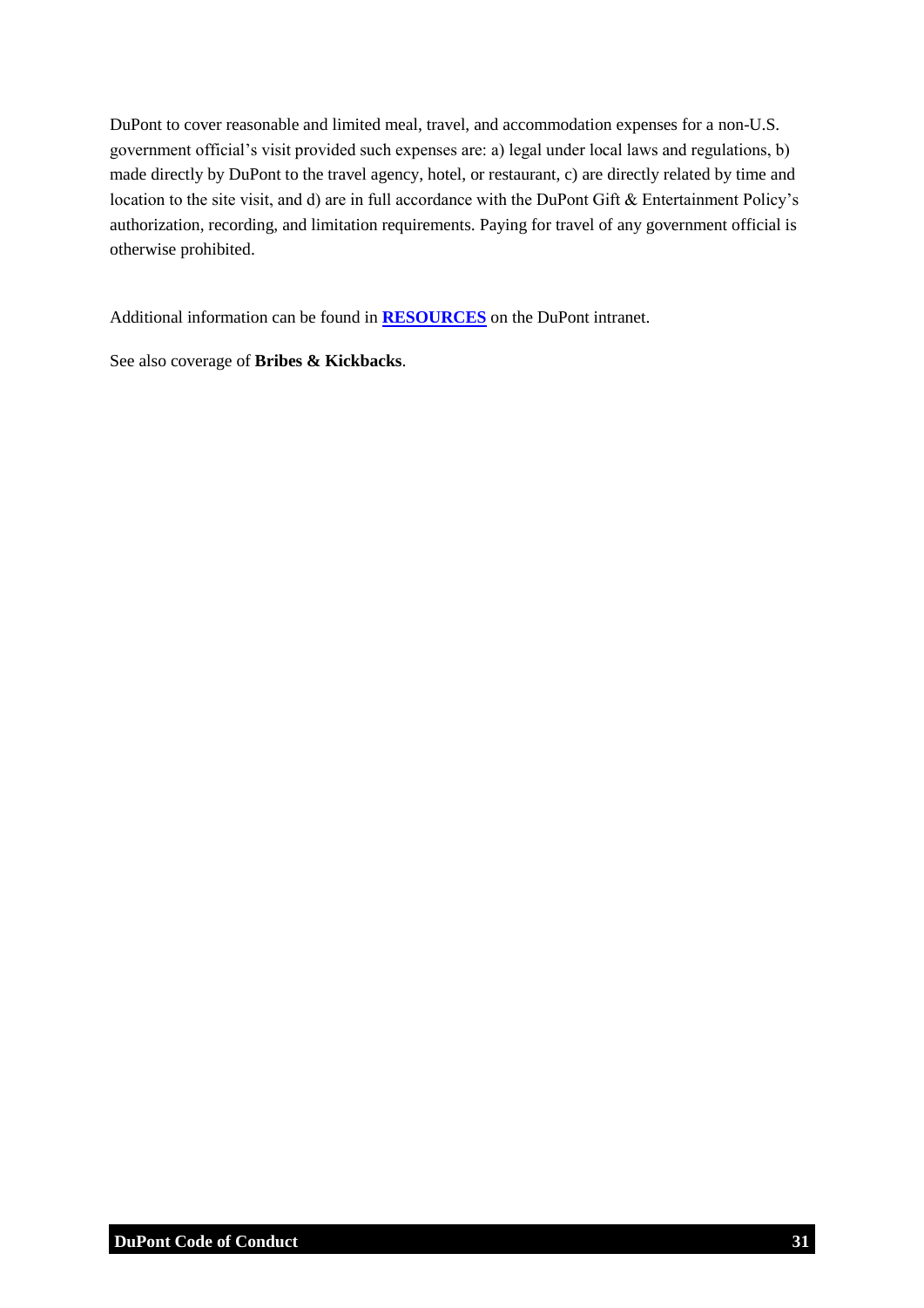DuPont to cover reasonable and limited meal, travel, and accommodation expenses for a non-U.S. government official's visit provided such expenses are: a) legal under local laws and regulations, b) made directly by DuPont to the travel agency, hotel, or restaurant, c) are directly related by time and location to the site visit, and d) are in full accordance with the DuPont Gift & Entertainment Policy's authorization, recording, and limitation requirements. Paying for travel of any government official is otherwise prohibited.

Additional information can be found in **RESOURCES** on the DuPont intranet.

See also coverage of **Bribes & Kickbacks**.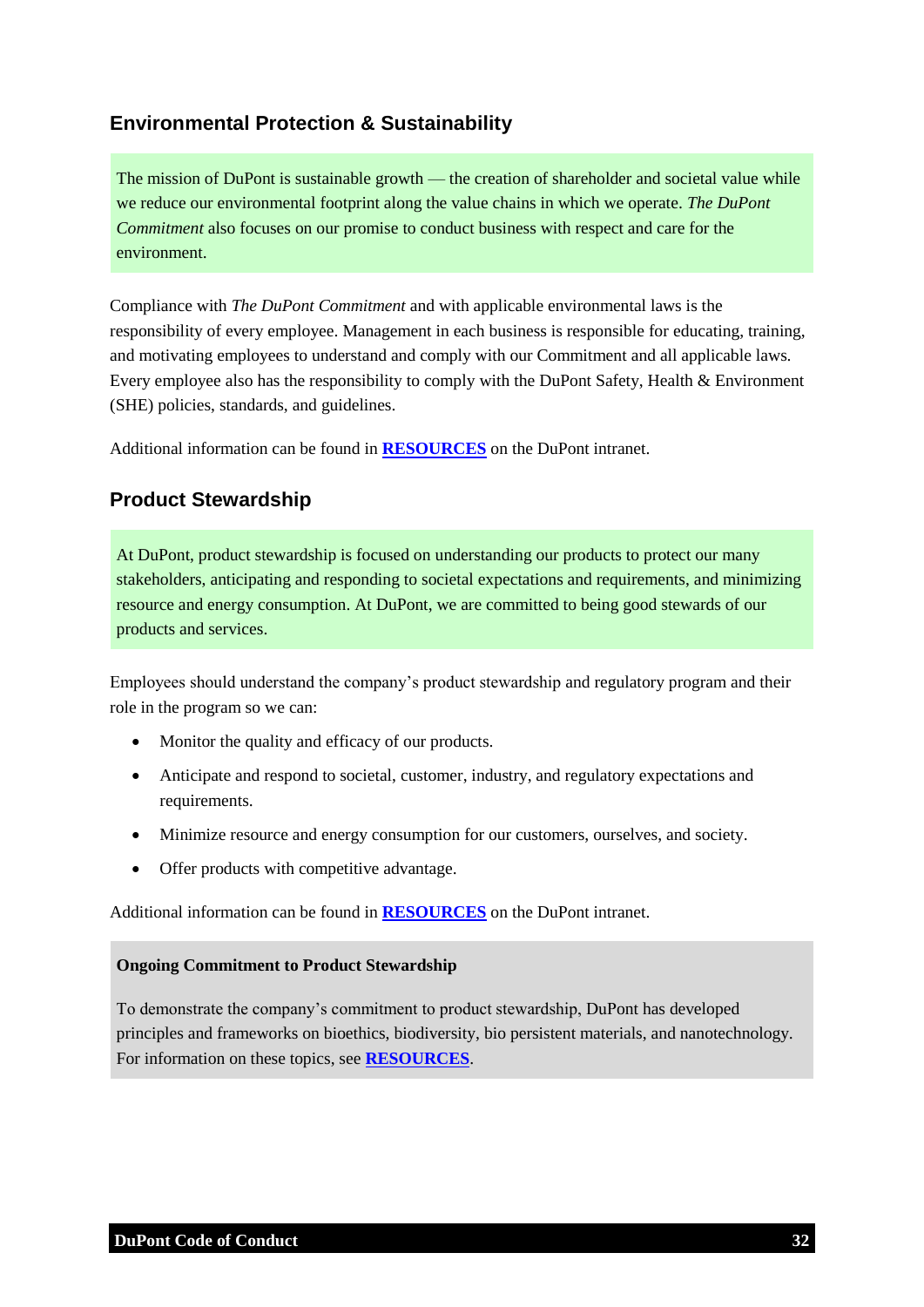## Environmental Protection & Sustainability

The mission of DuPont is sustainable growth — the creation of shareholder and societal value while we reduce our environmental footprint along the value chains in which we operate. *The DuPont Commitment* also focuses on our promise to conduct business with respect and care for the environment.

Compliance with *The DuPont Commitment* and with applicable environmental laws is the responsibility of every employee. Management in each business is responsible for educating, training, and motivating employees to understand and comply with our Commitment and all applicable laws. Every employee also has the responsibility to comply with the DuPont Safety, Health & Environment (SHE) policies, standards, and guidelines.

Additional information can be found in **RESOURCES** on the DuPont intranet.

## Product Stewardship

At DuPont, product stewardship is focused on understanding our products to protect our many stakeholders, anticipating and responding to societal expectations and requirements, and minimizing resource and energy consumption. At DuPont, we are committed to being good stewards of our products and services.

Employees should understand the company's product stewardship and regulatory program and their role in the program so we can:

- Monitor the quality and efficacy of our products.
- Anticipate and respond to societal, customer, industry, and regulatory expectations and requirements.
- Minimize resource and energy consumption for our customers, ourselves, and society.
- Offer products with competitive advantage.

Additional information can be found in **RESOURCES** on the DuPont intranet.

**Ongoing Commitment to Product Stewardship**

To demonstrate the company's commitment to product stewardship, DuPont has developed principles and frameworks on bioethics, biodiversity, bio persistent materials, and nanotechnology. For information on these topics, see **RESOURCES**.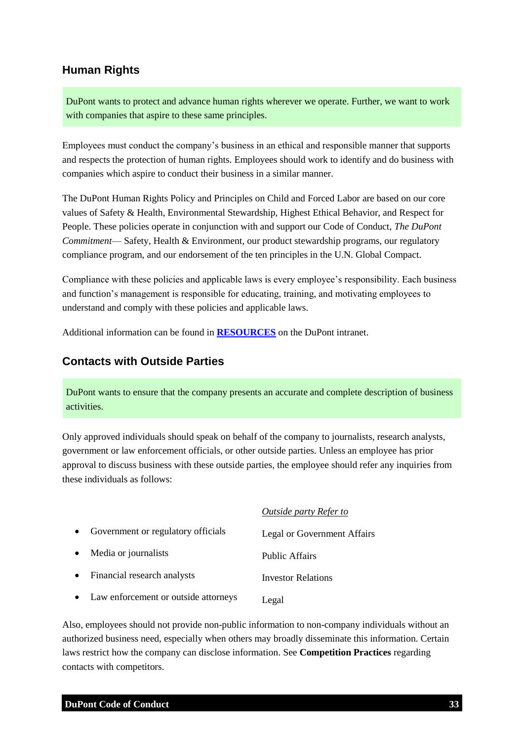## Human Rights

DuPont wants to protect and advance human rights wherever we operate. Further, we want to work with companies that aspire to these same principles.

Employees must conduct the company's business in an ethical and responsible manner that supports and respects the protection of human rights. Employees should work to identify and do business with companies which aspire to conduct their business in a similar manner.

The DuPont Human Rights Policy and Principles on Child and Forced Labor are based on our core values of Safety & Health, Environmental Stewardship, Highest Ethical Behavior, and Respect for People. These policies operate in conjunction with and support our Code of Conduct, *The DuPont Commitment*— Safety, Health & Environment, our product stewardship programs, our regulatory compliance program, and our endorsement of the ten principles in the U.N. Global Compact.

Compliance with these policies and applicable laws is every employee's responsibility. Each business and function's management is responsible for educating, training, and motivating employees to understand and comply with these policies and applicable laws.

Additional information can be found in **RESOURCES** on the DuPont intranet.

## Contacts with Outside Parties

DuPont wants to ensure that the company presents an accurate and complete description of business activities.

Only approved individuals should speak on behalf of the company to journalists, research analysts, government or law enforcement officials, or other outside parties. Unless an employee has prior approval to discuss business with these outside parties, the employee should refer any inquiries from these individuals as follows:

| Outside party | Refer to |
|---|---|
| Government or regulatory officials | Legal or Government Affairs |
| Media or journalists | Public Affairs |
| Financial research analysts | Investor Relations |
| Law enforcement or outside attorneys | Legal |

Also, employees should not provide non-public information to non-company individuals without an authorized business need, especially when others may broadly disseminate this information. Certain laws restrict how the company can disclose information. See **Competition Practices** regarding contacts with competitors.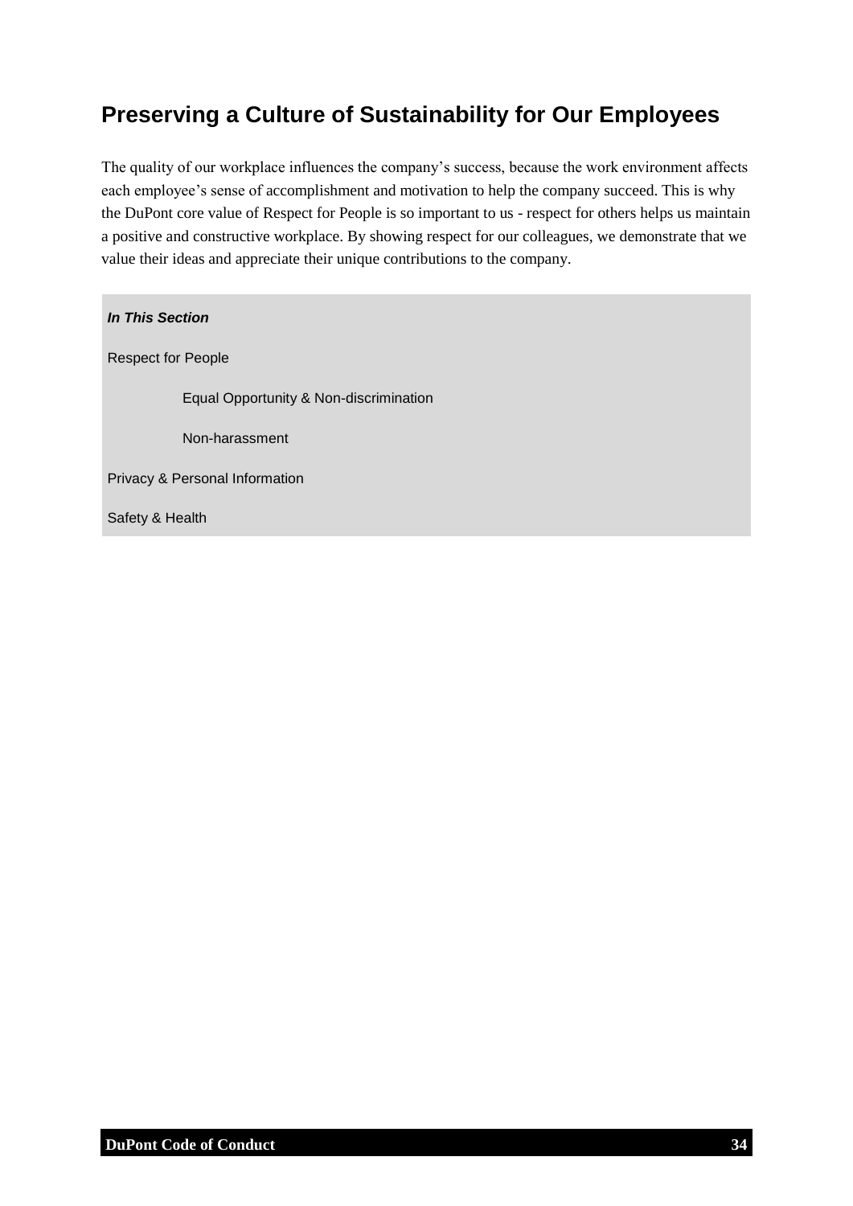## Preserving a Culture of Sustainability for Our Employees

The quality of our workplace influences the company's success, because the work environment affects each employee's sense of accomplishment and motivation to help the company succeed. This is why the DuPont core value of Respect for People is so important to us - respect for others helps us maintain a positive and constructive workplace. By showing respect for our colleagues, we demonstrate that we value their ideas and appreciate their unique contributions to the company.

***In This Section***

Respect for People

- Equal Opportunity & Non-discrimination
- Non-harassment

Privacy & Personal Information

Safety & Health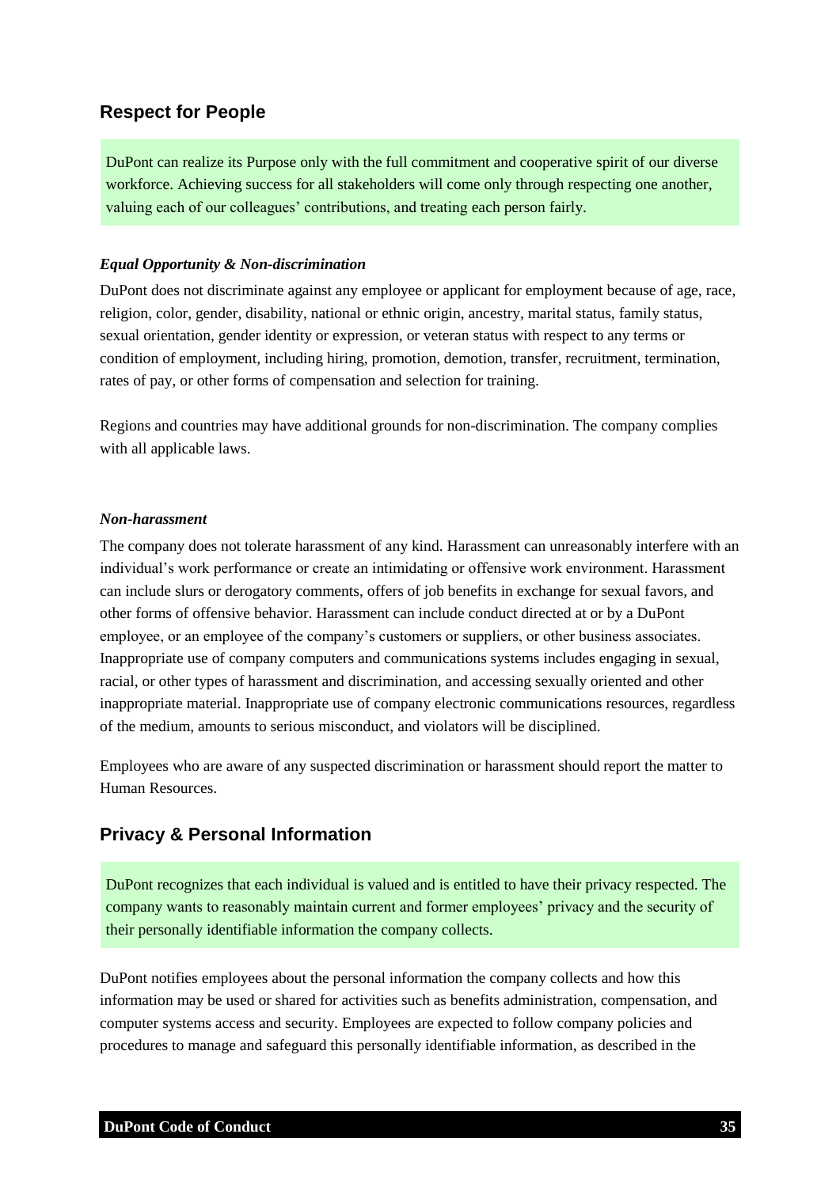## Respect for People

DuPont can realize its Purpose only with the full commitment and cooperative spirit of our diverse workforce. Achieving success for all stakeholders will come only through respecting one another, valuing each of our colleagues' contributions, and treating each person fairly.

### *Equal Opportunity & Non-discrimination*

DuPont does not discriminate against any employee or applicant for employment because of age, race, religion, color, gender, disability, national or ethnic origin, ancestry, marital status, family status, sexual orientation, gender identity or expression, or veteran status with respect to any terms or condition of employment, including hiring, promotion, demotion, transfer, recruitment, termination, rates of pay, or other forms of compensation and selection for training.

Regions and countries may have additional grounds for non-discrimination. The company complies with all applicable laws.

### *Non-harassment*

The company does not tolerate harassment of any kind. Harassment can unreasonably interfere with an individual's work performance or create an intimidating or offensive work environment. Harassment can include slurs or derogatory comments, offers of job benefits in exchange for sexual favors, and other forms of offensive behavior. Harassment can include conduct directed at or by a DuPont employee, or an employee of the company's customers or suppliers, or other business associates. Inappropriate use of company computers and communications systems includes engaging in sexual, racial, or other types of harassment and discrimination, and accessing sexually oriented and other inappropriate material. Inappropriate use of company electronic communications resources, regardless of the medium, amounts to serious misconduct, and violators will be disciplined.

Employees who are aware of any suspected discrimination or harassment should report the matter to Human Resources.

## Privacy & Personal Information

DuPont recognizes that each individual is valued and is entitled to have their privacy respected. The company wants to reasonably maintain current and former employees' privacy and the security of their personally identifiable information the company collects.

DuPont notifies employees about the personal information the company collects and how this information may be used or shared for activities such as benefits administration, compensation, and computer systems access and security. Employees are expected to follow company policies and procedures to manage and safeguard this personally identifiable information, as described in the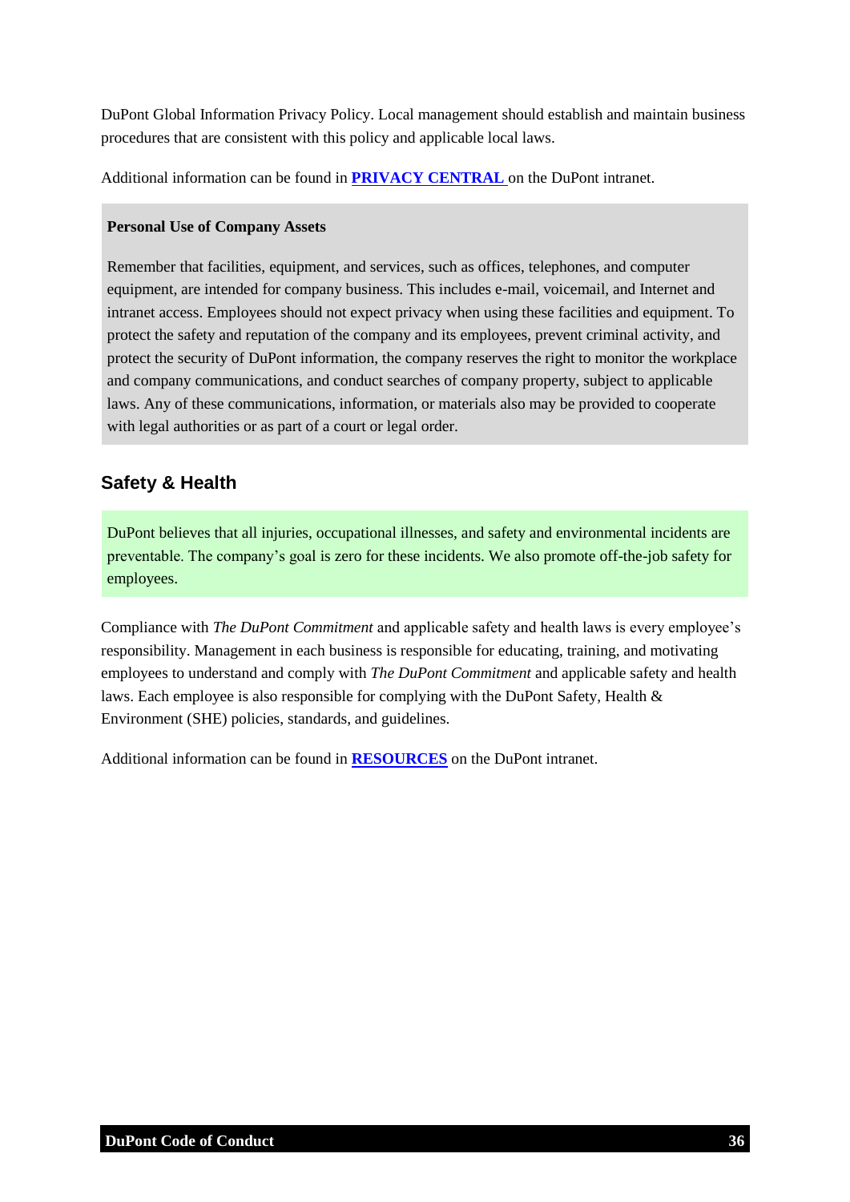DuPont Global Information Privacy Policy. Local management should establish and maintain business procedures that are consistent with this policy and applicable local laws.

Additional information can be found in **PRIVACY CENTRAL** on the DuPont intranet.

**Personal Use of Company Assets**

Remember that facilities, equipment, and services, such as offices, telephones, and computer equipment, are intended for company business. This includes e-mail, voicemail, and Internet and intranet access. Employees should not expect privacy when using these facilities and equipment. To protect the safety and reputation of the company and its employees, prevent criminal activity, and protect the security of DuPont information, the company reserves the right to monitor the workplace and company communications, and conduct searches of company property, subject to applicable laws. Any of these communications, information, or materials also may be provided to cooperate with legal authorities or as part of a court or legal order.

## Safety & Health

DuPont believes that all injuries, occupational illnesses, and safety and environmental incidents are preventable. The company's goal is zero for these incidents. We also promote off-the-job safety for employees.

Compliance with *The DuPont Commitment* and applicable safety and health laws is every employee's responsibility. Management in each business is responsible for educating, training, and motivating employees to understand and comply with *The DuPont Commitment* and applicable safety and health laws. Each employee is also responsible for complying with the DuPont Safety, Health & Environment (SHE) policies, standards, and guidelines.

Additional information can be found in **RESOURCES** on the DuPont intranet.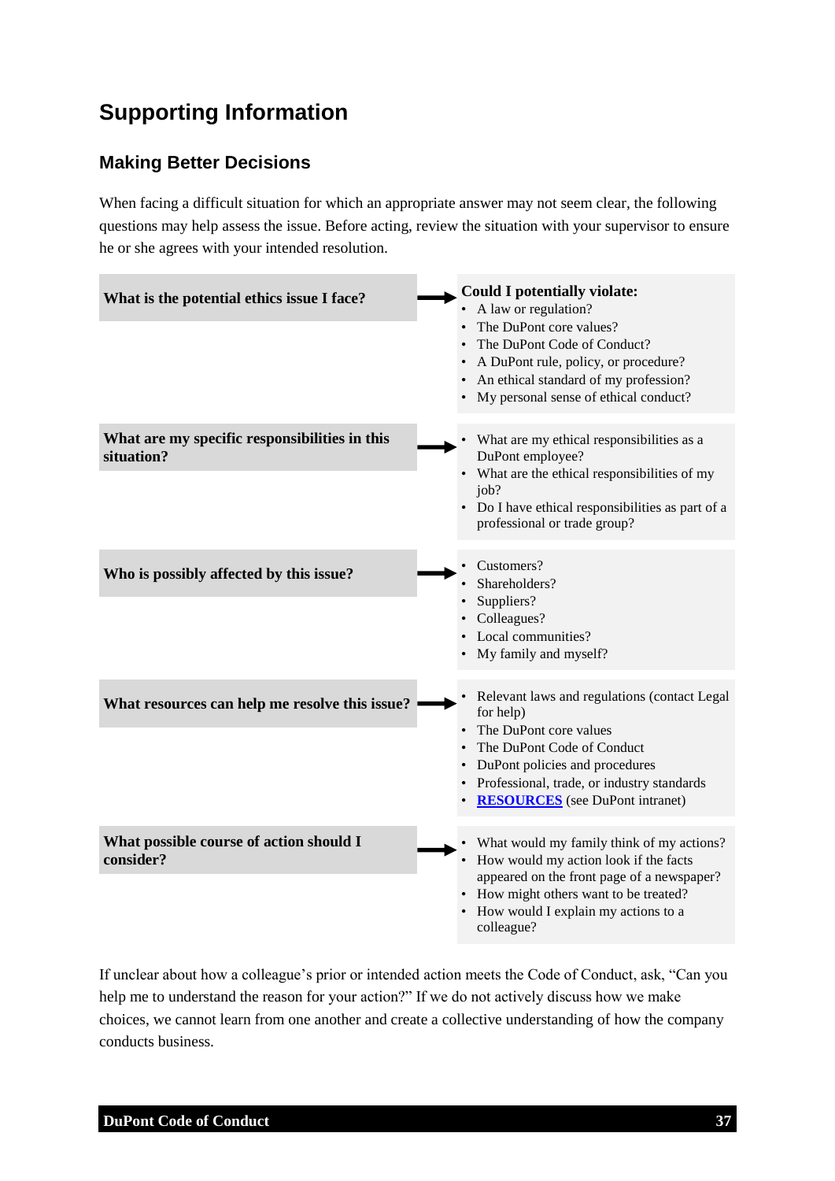# Supporting Information

## Making Better Decisions

When facing a difficult situation for which an appropriate answer may not seem clear, the following questions may help assess the issue. Before acting, review the situation with your supervisor to ensure he or she agrees with your intended resolution.

| Question | Considerations |
| --- | --- |
| **What is the potential ethics issue I face?** | **Could I potentially violate:**<br>• A law or regulation?<br>• The DuPont core values?<br>• The DuPont Code of Conduct?<br>• A DuPont rule, policy, or procedure?<br>• An ethical standard of my profession?<br>• My personal sense of ethical conduct? |
| **What are my specific responsibilities in this situation?** | • What are my ethical responsibilities as a DuPont employee?<br>• What are the ethical responsibilities of my job?<br>• Do I have ethical responsibilities as part of a professional or trade group? |
| **Who is possibly affected by this issue?** | • Customers?<br>• Shareholders?<br>• Suppliers?<br>• Colleagues?<br>• Local communities?<br>• My family and myself? |
| **What resources can help me resolve this issue?** | • Relevant laws and regulations (contact Legal for help)<br>• The DuPont core values<br>• The DuPont Code of Conduct<br>• DuPont policies and procedures<br>• Professional, trade, or industry standards<br>• **RESOURCES** (see DuPont intranet) |
| **What possible course of action should I consider?** | • What would my family think of my actions?<br>• How would my action look if the facts appeared on the front page of a newspaper?<br>• How might others want to be treated?<br>• How would I explain my actions to a colleague? |

If unclear about how a colleague's prior or intended action meets the Code of Conduct, ask, "Can you help me to understand the reason for your action?" If we do not actively discuss how we make choices, we cannot learn from one another and create a collective understanding of how the company conducts business.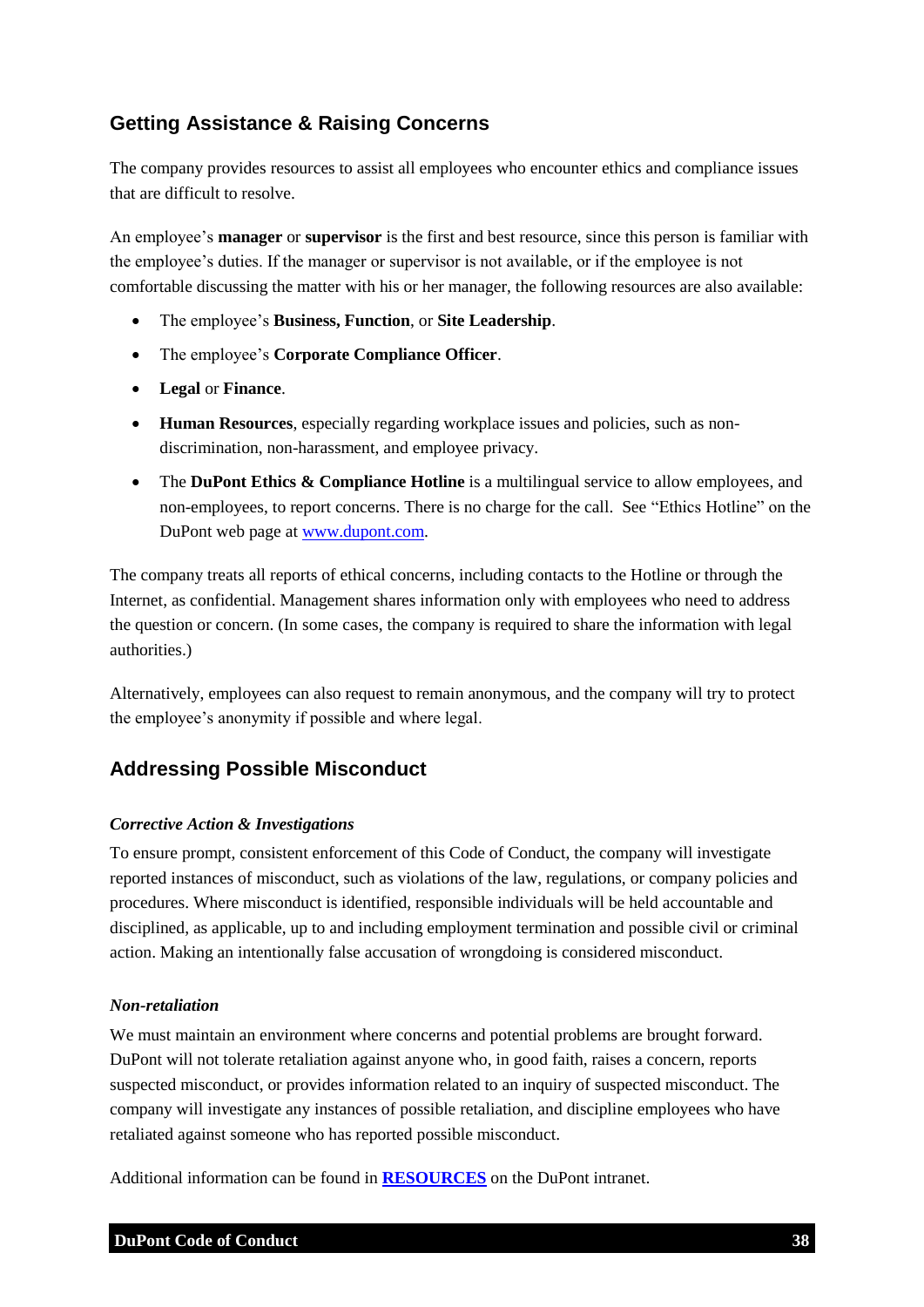## Getting Assistance & Raising Concerns

The company provides resources to assist all employees who encounter ethics and compliance issues that are difficult to resolve.

An employee's **manager** or **supervisor** is the first and best resource, since this person is familiar with the employee's duties. If the manager or supervisor is not available, or if the employee is not comfortable discussing the matter with his or her manager, the following resources are also available:

- The employee's **Business, Function**, or **Site Leadership**.
- The employee's **Corporate Compliance Officer**.
- **Legal** or **Finance**.
- **Human Resources**, especially regarding workplace issues and policies, such as non-discrimination, non-harassment, and employee privacy.
- The **DuPont Ethics & Compliance Hotline** is a multilingual service to allow employees, and non-employees, to report concerns. There is no charge for the call. See "Ethics Hotline" on the DuPont web page at [www.dupont.com](http://www.dupont.com).

The company treats all reports of ethical concerns, including contacts to the Hotline or through the Internet, as confidential. Management shares information only with employees who need to address the question or concern. (In some cases, the company is required to share the information with legal authorities.)

Alternatively, employees can also request to remain anonymous, and the company will try to protect the employee's anonymity if possible and where legal.

## Addressing Possible Misconduct

### *Corrective Action & Investigations*

To ensure prompt, consistent enforcement of this Code of Conduct, the company will investigate reported instances of misconduct, such as violations of the law, regulations, or company policies and procedures. Where misconduct is identified, responsible individuals will be held accountable and disciplined, as applicable, up to and including employment termination and possible civil or criminal action. Making an intentionally false accusation of wrongdoing is considered misconduct.

### *Non-retaliation*

We must maintain an environment where concerns and potential problems are brought forward. DuPont will not tolerate retaliation against anyone who, in good faith, raises a concern, reports suspected misconduct, or provides information related to an inquiry of suspected misconduct. The company will investigate any instances of possible retaliation, and discipline employees who have retaliated against someone who has reported possible misconduct.

Additional information can be found in **RESOURCES** on the DuPont intranet.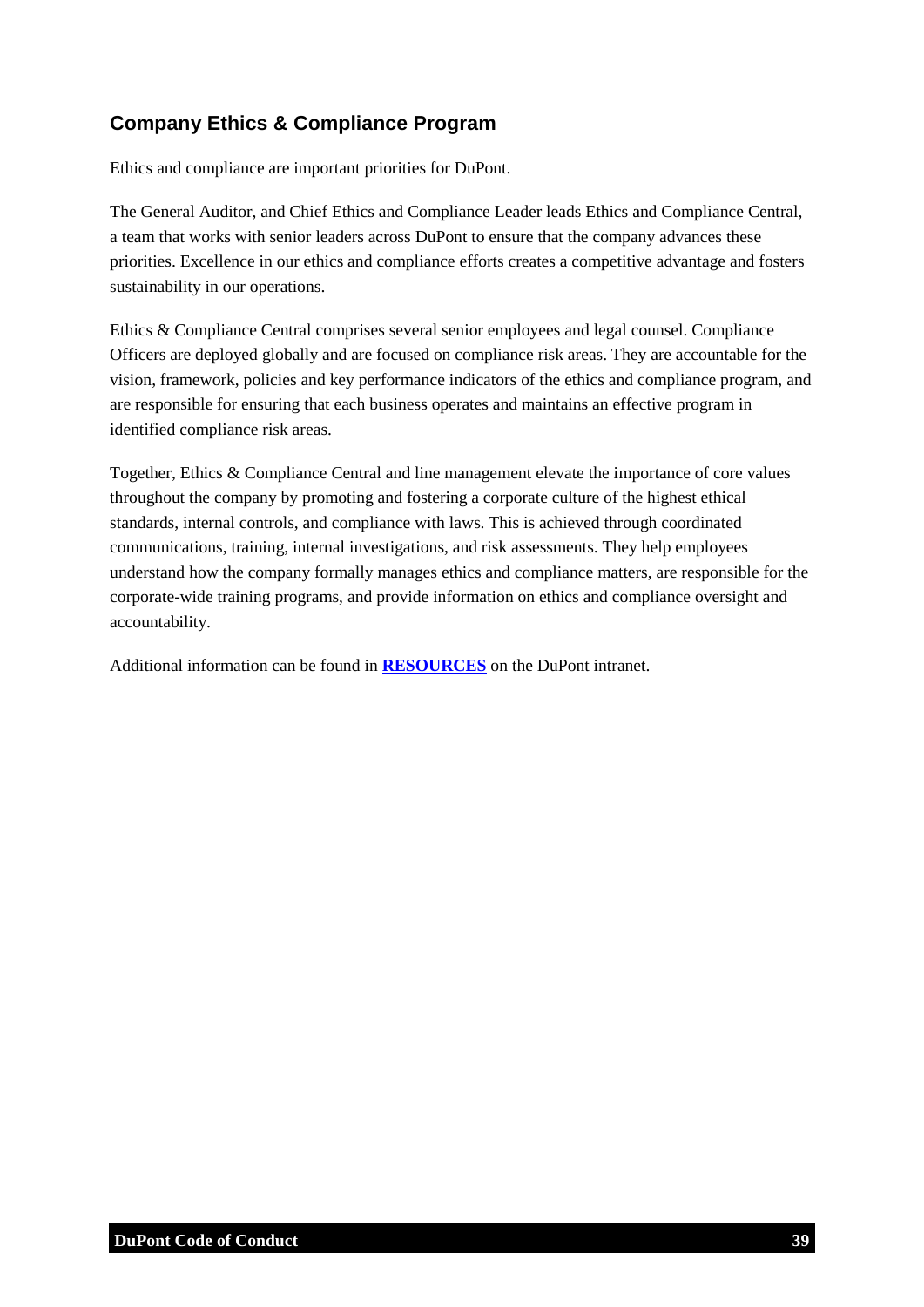## Company Ethics & Compliance Program

Ethics and compliance are important priorities for DuPont.

The General Auditor, and Chief Ethics and Compliance Leader leads Ethics and Compliance Central, a team that works with senior leaders across DuPont to ensure that the company advances these priorities. Excellence in our ethics and compliance efforts creates a competitive advantage and fosters sustainability in our operations.

Ethics & Compliance Central comprises several senior employees and legal counsel. Compliance Officers are deployed globally and are focused on compliance risk areas. They are accountable for the vision, framework, policies and key performance indicators of the ethics and compliance program, and are responsible for ensuring that each business operates and maintains an effective program in identified compliance risk areas.

Together, Ethics & Compliance Central and line management elevate the importance of core values throughout the company by promoting and fostering a corporate culture of the highest ethical standards, internal controls, and compliance with laws. This is achieved through coordinated communications, training, internal investigations, and risk assessments. They help employees understand how the company formally manages ethics and compliance matters, are responsible for the corporate-wide training programs, and provide information on ethics and compliance oversight and accountability.

Additional information can be found in **RESOURCES** on the DuPont intranet.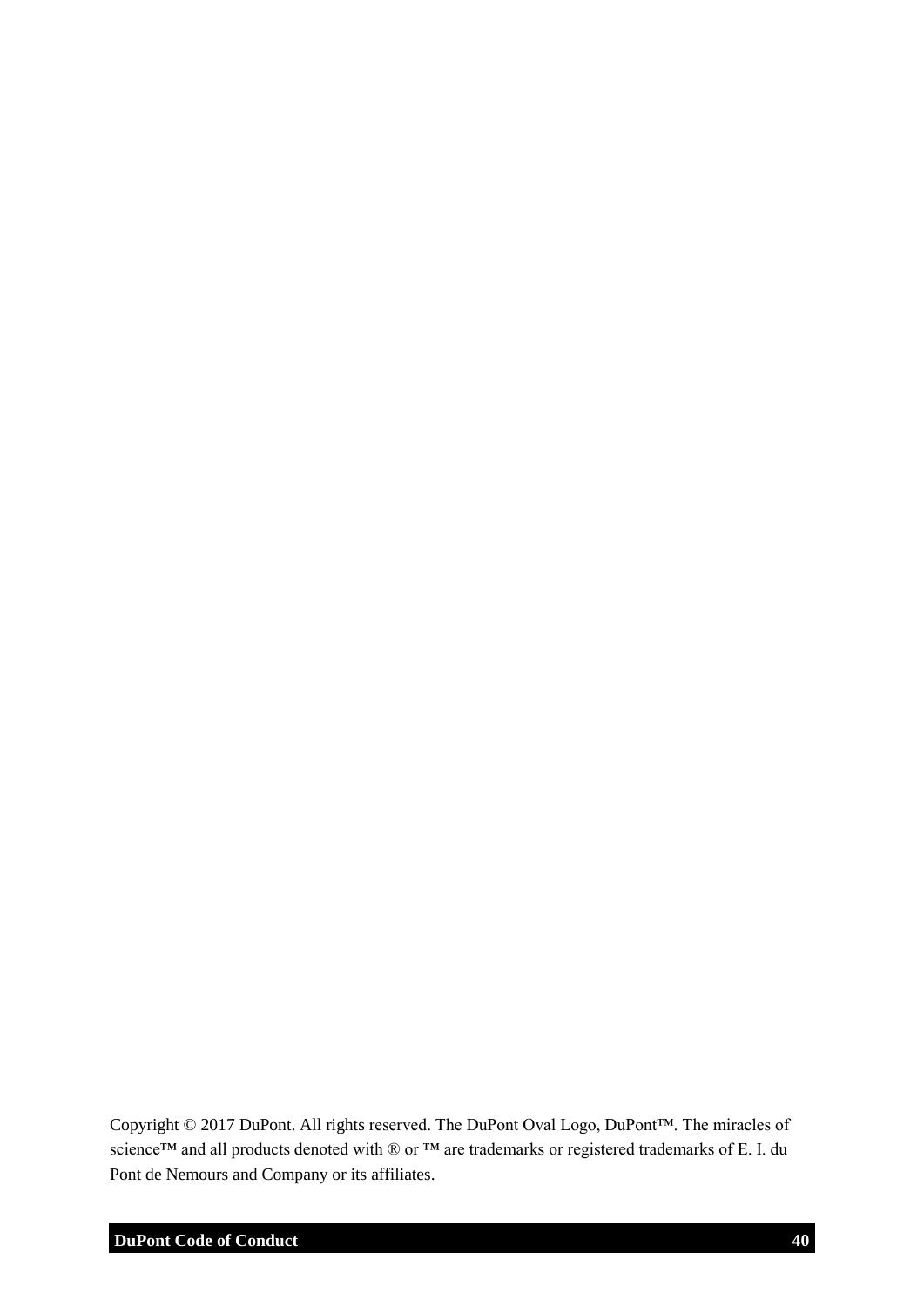Copyright © 2017 DuPont. All rights reserved. The DuPont Oval Logo, DuPont™. The miracles of science™ and all products denoted with ® or ™ are trademarks or registered trademarks of E. I. du Pont de Nemours and Company or its affiliates.